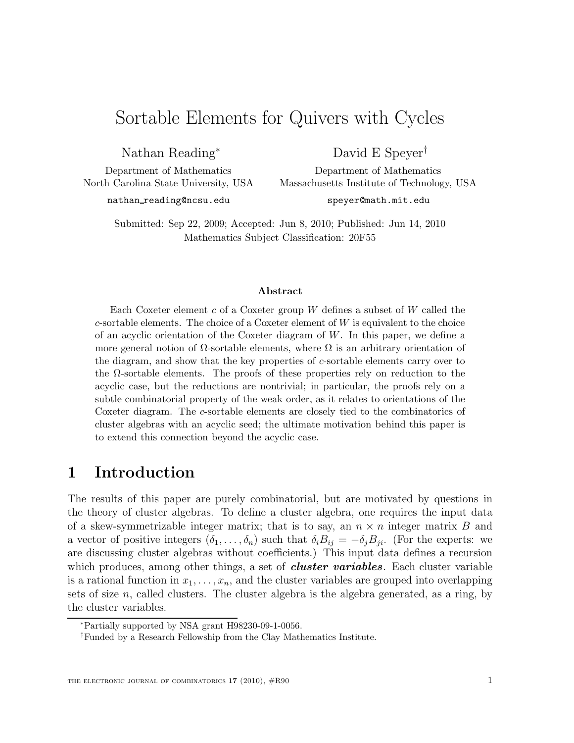# Sortable Elements for Quivers with Cycles

Nathan Reading[*]

Department of Mathematics
North Carolina State University, USA

nathan_reading@ncsu.edu

David E Speyer[†]

Department of Mathematics
Massachusetts Institute of Technology, USA

speyer@math.mit.edu

Submitted: Sep 22, 2009; Accepted: Jun 8, 2010; Published: Jun 14, 2010
Mathematics Subject Classification: 20F55

### Abstract

Each Coxeter element $c$ of a Coxeter group $W$ defines a subset of $W$ called the $c$-sortable elements. The choice of a Coxeter element of $W$ is equivalent to the choice of an acyclic orientation of the Coxeter diagram of $W$. In this paper, we define a more general notion of $\Omega$-sortable elements, where $\Omega$ is an arbitrary orientation of the diagram, and show that the key properties of $c$-sortable elements carry over to the $\Omega$-sortable elements. The proofs of these properties rely on reduction to the acyclic case, but the reductions are nontrivial; in particular, the proofs rely on a subtle combinatorial property of the weak order, as it relates to orientations of the Coxeter diagram. The $c$-sortable elements are closely tied to the combinatorics of cluster algebras with an acyclic seed; the ultimate motivation behind this paper is to extend this connection beyond the acyclic case.

## 1 Introduction

The results of this paper are purely combinatorial, but are motivated by questions in the theory of cluster algebras. To define a cluster algebra, one requires the input data of a skew-symmetrizable integer matrix; that is to say, an $n \times n$ integer matrix $B$ and a vector of positive integers $(\delta_1, \ldots, \delta_n)$ such that $\delta_i B_{ij} = -\delta_j B_{ji}$. (For the experts: we are discussing cluster algebras without coefficients.) This input data defines a recursion which produces, among other things, a set of ***cluster variables***. Each cluster variable is a rational function in $x_1, \ldots, x_n$, and the cluster variables are grouped into overlapping sets of size $n$, called clusters. The cluster algebra is the algebra generated, as a ring, by the cluster variables.

[*]Partially supported by NSA grant H98230-09-1-0056.

[†]Funded by a Research Fellowship from the Clay Mathematics Institute.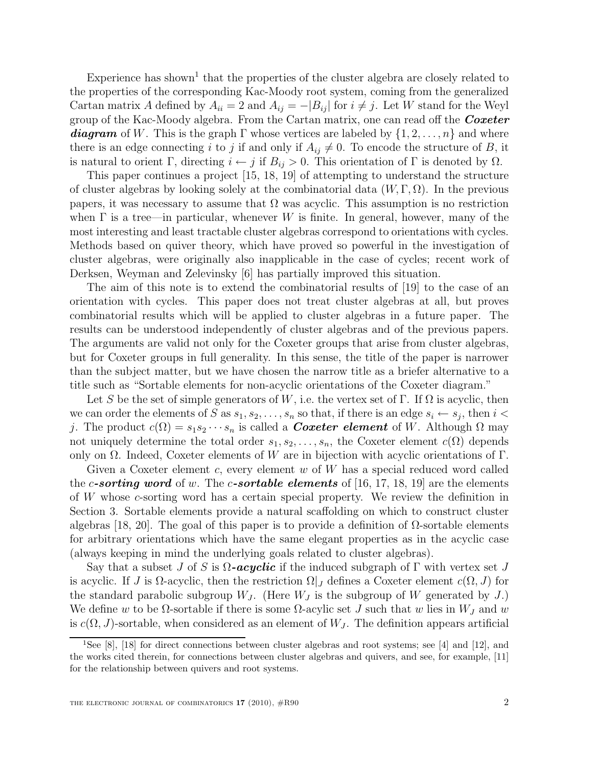Experience has shown[1] that the properties of the cluster algebra are closely related to the properties of the corresponding Kac-Moody root system, coming from the generalized Cartan matrix $A$ defined by $A_{ii} = 2$ and $A_{ij} = -|B_{ij}|$ for $i \neq j$. Let $W$ stand for the Weyl group of the Kac-Moody algebra. From the Cartan matrix, one can read off the ***Coxeter diagram*** of $W$. This is the graph $\Gamma$ whose vertices are labeled by $\{1, 2, \ldots, n\}$ and where there is an edge connecting $i$ to $j$ if and only if $A_{ij} \neq 0$. To encode the structure of $B$, it is natural to orient $\Gamma$, directing $i \leftarrow j$ if $B_{ij} > 0$. This orientation of $\Gamma$ is denoted by $\Omega$.

This paper continues a project [15, 18, 19] of attempting to understand the structure of cluster algebras by looking solely at the combinatorial data $(W, \Gamma, \Omega)$. In the previous papers, it was necessary to assume that $\Omega$ was acyclic. This assumption is no restriction when $\Gamma$ is a tree—in particular, whenever $W$ is finite. In general, however, many of the most interesting and least tractable cluster algebras correspond to orientations with cycles. Methods based on quiver theory, which have proved so powerful in the investigation of cluster algebras, were originally also inapplicable in the case of cycles; recent work of Derksen, Weyman and Zelevinsky [6] has partially improved this situation.

The aim of this note is to extend the combinatorial results of [19] to the case of an orientation with cycles. This paper does not treat cluster algebras at all, but proves combinatorial results which will be applied to cluster algebras in a future paper. The results can be understood independently of cluster algebras and of the previous papers. The arguments are valid not only for the Coxeter groups that arise from cluster algebras, but for Coxeter groups in full generality. In this sense, the title of the paper is narrower than the subject matter, but we have chosen the narrow title as a briefer alternative to a title such as "Sortable elements for non-acyclic orientations of the Coxeter diagram."

Let $S$ be the set of simple generators of $W$, i.e. the vertex set of $\Gamma$. If $\Omega$ is acyclic, then we can order the elements of $S$ as $s_1, s_2, \ldots, s_n$ so that, if there is an edge $s_i \leftarrow s_j$, then $i < j$. The product $c(\Omega) = s_1 s_2 \cdots s_n$ is called a ***Coxeter element*** of $W$. Although $\Omega$ may not uniquely determine the total order $s_1, s_2, \ldots, s_n$, the Coxeter element $c(\Omega)$ depends only on $\Omega$. Indeed, Coxeter elements of $W$ are in bijection with acyclic orientations of $\Gamma$.

Given a Coxeter element $c$, every element $w$ of $W$ has a special reduced word called the $c$***-sorting word*** of $w$. The $c$***-sortable elements*** of [16, 17, 18, 19] are the elements of $W$ whose $c$-sorting word has a certain special property. We review the definition in Section 3. Sortable elements provide a natural scaffolding on which to construct cluster algebras [18, 20]. The goal of this paper is to provide a definition of $\Omega$-sortable elements for arbitrary orientations which have the same elegant properties as in the acyclic case (always keeping in mind the underlying goals related to cluster algebras).

Say that a subset $J$ of $S$ is $\Omega$***-acyclic*** if the induced subgraph of $\Gamma$ with vertex set $J$ is acyclic. If $J$ is $\Omega$-acyclic, then the restriction $\Omega|_J$ defines a Coxeter element $c(\Omega, J)$ for the standard parabolic subgroup $W_J$. (Here $W_J$ is the subgroup of $W$ generated by $J$.) We define $w$ to be $\Omega$-sortable if there is some $\Omega$-acylic set $J$ such that $w$ lies in $W_J$ and $w$ is $c(\Omega, J)$-sortable, when considered as an element of $W_J$. The definition appears artificial

[1] See [8], [18] for direct connections between cluster algebras and root systems; see [4] and [12], and the works cited therein, for connections between cluster algebras and quivers, and see, for example, [11] for the relationship between quivers and root systems.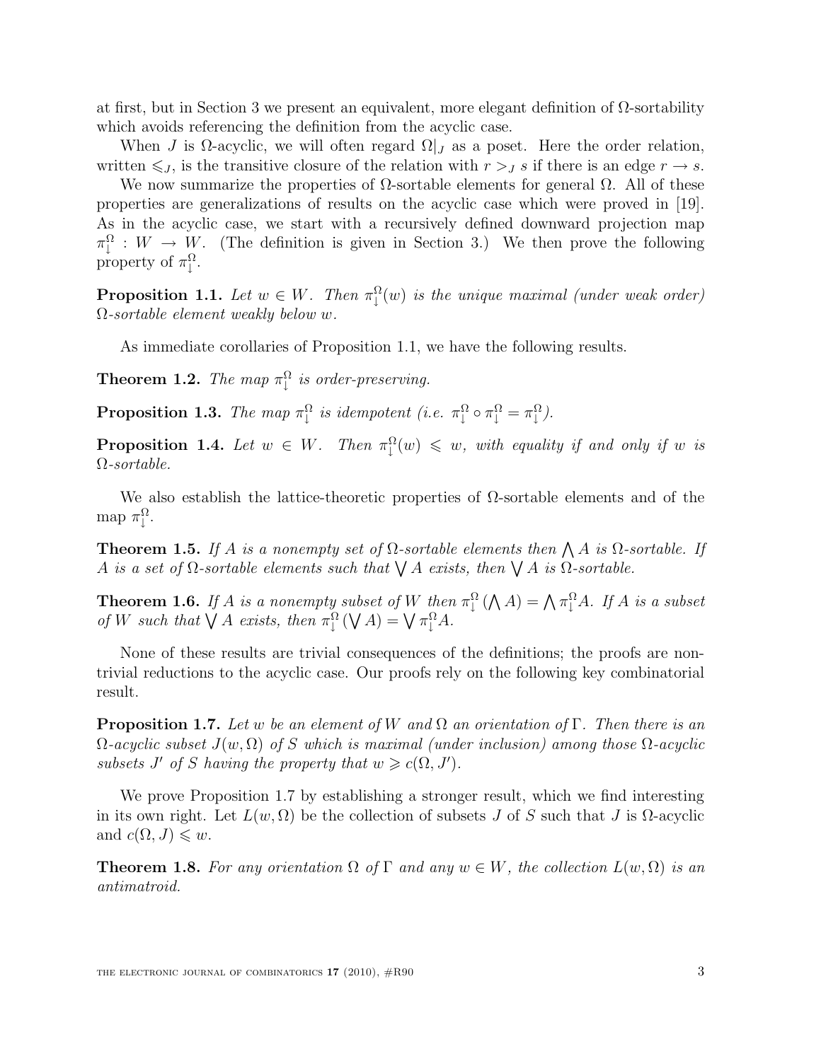at first, but in Section 3 we present an equivalent, more elegant definition of $\Omega$-sortability which avoids referencing the definition from the acyclic case.

When $J$ is $\Omega$-acyclic, we will often regard $\Omega|_J$ as a poset. Here the order relation, written $\leqslant_J$, is the transitive closure of the relation with $r >_J s$ if there is an edge $r \to s$.

We now summarize the properties of $\Omega$-sortable elements for general $\Omega$. All of these properties are generalizations of results on the acyclic case which were proved in [19]. As in the acyclic case, we start with a recursively defined downward projection map $\pi_\downarrow^\Omega : W \to W$. (The definition is given in Section 3.) We then prove the following property of $\pi_\downarrow^\Omega$.

**Proposition 1.1.** *Let $w \in W$. Then $\pi_\downarrow^\Omega(w)$ is the unique maximal (under weak order) $\Omega$-sortable element weakly below $w$.*

As immediate corollaries of Proposition 1.1, we have the following results.

**Theorem 1.2.** *The map $\pi_\downarrow^\Omega$ is order-preserving.*

**Proposition 1.3.** *The map $\pi_\downarrow^\Omega$ is idempotent (i.e. $\pi_\downarrow^\Omega \circ \pi_\downarrow^\Omega = \pi_\downarrow^\Omega$).*

**Proposition 1.4.** *Let $w \in W$. Then $\pi_\downarrow^\Omega(w) \leqslant w$, with equality if and only if $w$ is $\Omega$-sortable.*

We also establish the lattice-theoretic properties of $\Omega$-sortable elements and of the map $\pi_\downarrow^\Omega$.

**Theorem 1.5.** *If $A$ is a nonempty set of $\Omega$-sortable elements then $\bigwedge A$ is $\Omega$-sortable. If $A$ is a set of $\Omega$-sortable elements such that $\bigvee A$ exists, then $\bigvee A$ is $\Omega$-sortable.*

**Theorem 1.6.** *If $A$ is a nonempty subset of $W$ then $\pi_\downarrow^\Omega(\bigwedge A) = \bigwedge \pi_\downarrow^\Omega A$. If $A$ is a subset of $W$ such that $\bigvee A$ exists, then $\pi_\downarrow^\Omega(\bigvee A) = \bigvee \pi_\downarrow^\Omega A$.*

None of these results are trivial consequences of the definitions; the proofs are non-trivial reductions to the acyclic case. Our proofs rely on the following key combinatorial result.

**Proposition 1.7.** *Let $w$ be an element of $W$ and $\Omega$ an orientation of $\Gamma$. Then there is an $\Omega$-acyclic subset $J(w, \Omega)$ of $S$ which is maximal (under inclusion) among those $\Omega$-acyclic subsets $J'$ of $S$ having the property that $w \geqslant c(\Omega, J')$.*

We prove Proposition 1.7 by establishing a stronger result, which we find interesting in its own right. Let $L(w, \Omega)$ be the collection of subsets $J$ of $S$ such that $J$ is $\Omega$-acyclic and $c(\Omega, J) \leqslant w$.

**Theorem 1.8.** *For any orientation $\Omega$ of $\Gamma$ and any $w \in W$, the collection $L(w, \Omega)$ is an antimatroid.*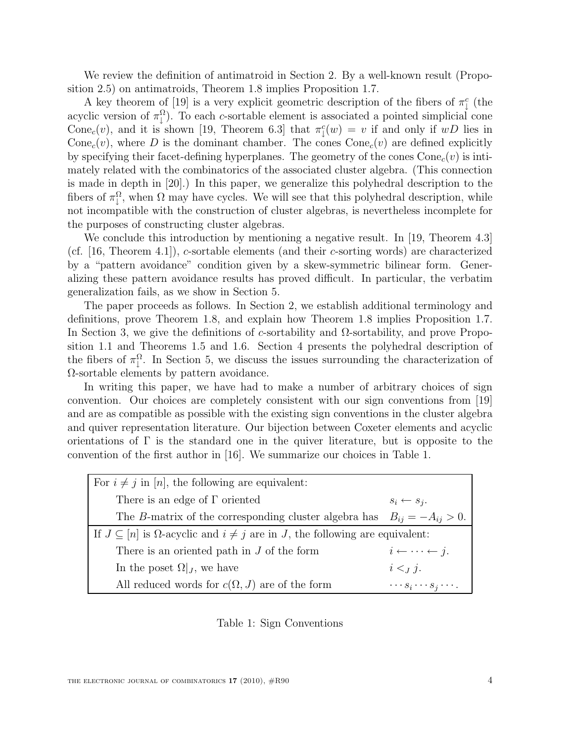We review the definition of antimatroid in Section 2. By a well-known result (Proposition 2.5) on antimatroids, Theorem 1.8 implies Proposition 1.7.

A key theorem of [19] is a very explicit geometric description of the fibers of $\pi_\downarrow^c$ (the acyclic version of $\pi_\downarrow^\Omega$). To each $c$-sortable element is associated a pointed simplicial cone $\mathrm{Cone}_c(v)$, and it is shown [19, Theorem 6.3] that $\pi_\downarrow^c(w) = v$ if and only if $wD$ lies in $\mathrm{Cone}_c(v)$, where $D$ is the dominant chamber. The cones $\mathrm{Cone}_c(v)$ are defined explicitly by specifying their facet-defining hyperplanes. The geometry of the cones $\mathrm{Cone}_c(v)$ is intimately related with the combinatorics of the associated cluster algebra. (This connection is made in depth in [20].) In this paper, we generalize this polyhedral description to the fibers of $\pi_\downarrow^\Omega$, when $\Omega$ may have cycles. We will see that this polyhedral description, while not incompatible with the construction of cluster algebras, is nevertheless incomplete for the purposes of constructing cluster algebras.

We conclude this introduction by mentioning a negative result. In [19, Theorem 4.3] (cf. [16, Theorem 4.1]), $c$-sortable elements (and their $c$-sorting words) are characterized by a "pattern avoidance" condition given by a skew-symmetric bilinear form. Generalizing these pattern avoidance results has proved difficult. In particular, the verbatim generalization fails, as we show in Section 5.

The paper proceeds as follows. In Section 2, we establish additional terminology and definitions, prove Theorem 1.8, and explain how Theorem 1.8 implies Proposition 1.7. In Section 3, we give the definitions of $c$-sortability and $\Omega$-sortability, and prove Proposition 1.1 and Theorems 1.5 and 1.6. Section 4 presents the polyhedral description of the fibers of $\pi_\downarrow^\Omega$. In Section 5, we discuss the issues surrounding the characterization of $\Omega$-sortable elements by pattern avoidance.

In writing this paper, we have had to make a number of arbitrary choices of sign convention. Our choices are completely consistent with our sign conventions from [19] and are as compatible as possible with the existing sign conventions in the cluster algebra and quiver representation literature. Our bijection between Coxeter elements and acyclic orientations of $\Gamma$ is the standard one in the quiver literature, but is opposite to the convention of the first author in [16]. We summarize our choices in Table 1.

| | |
|---|---|
| For $i \neq j$ in $[n]$, the following are equivalent: | |
| There is an edge of $\Gamma$ oriented | $s_i \leftarrow s_j$. |
| The $B$-matrix of the corresponding cluster algebra has | $B_{ij} = -A_{ij} > 0$. |
| If $J \subseteq [n]$ is $\Omega$-acyclic and $i \neq j$ are in $J$, the following are equivalent: | |
| There is an oriented path in $J$ of the form | $i \leftarrow \cdots \leftarrow j$. |
| In the poset $\Omega\|_J$, we have | $i <_J j$. |
| All reduced words for $c(\Omega, J)$ are of the form | $\cdots s_i \cdots s_j \cdots$. |

Table 1: Sign Conventions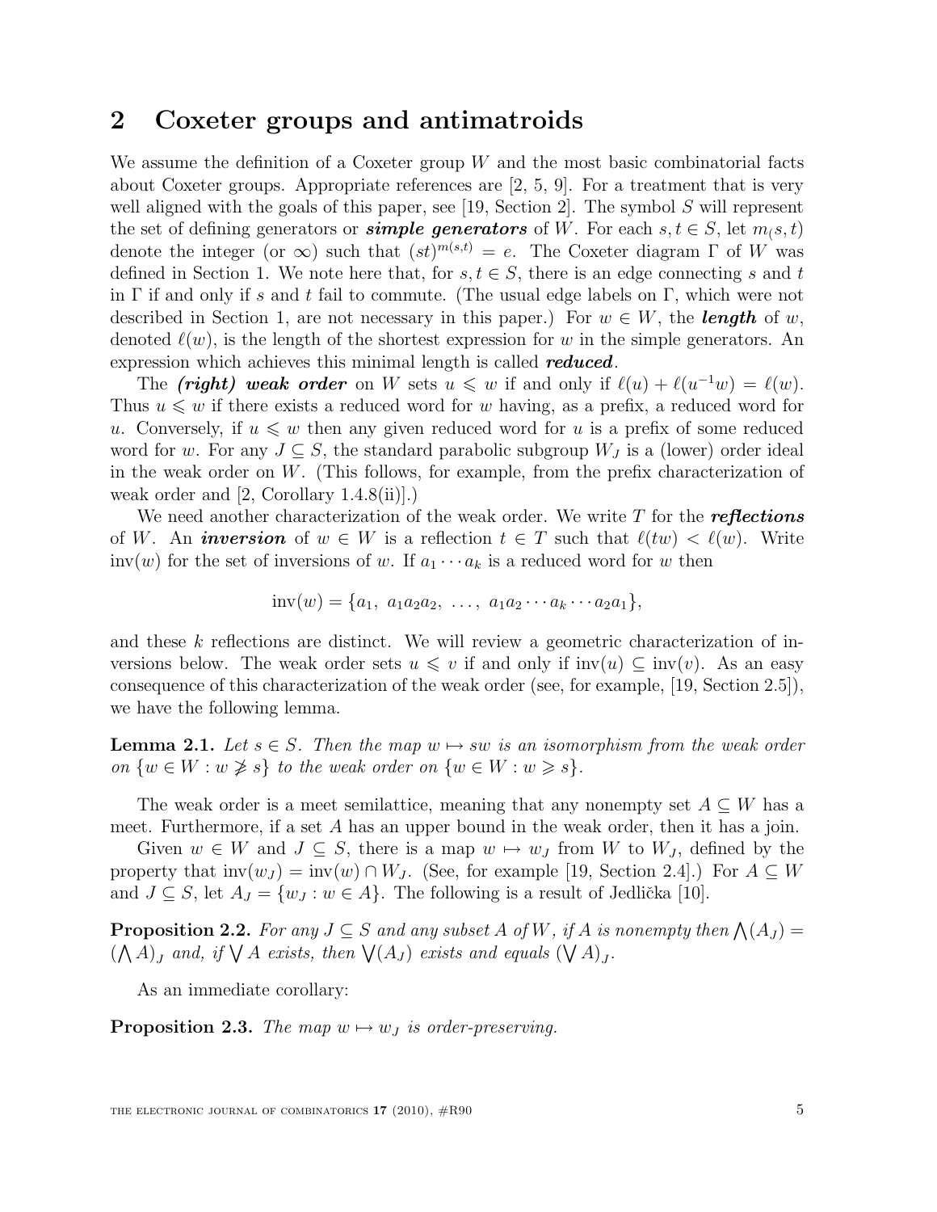## 2 Coxeter groups and antimatroids

We assume the definition of a Coxeter group $W$ and the most basic combinatorial facts about Coxeter groups. Appropriate references are [2, 5, 9]. For a treatment that is very well aligned with the goals of this paper, see [19, Section 2]. The symbol $S$ will represent the set of defining generators or ***simple generators*** of $W$. For each $s, t \in S$, let $m_(s, t)$ denote the integer (or $\infty$) such that $(st)^{m(s,t)} = e$. The Coxeter diagram $\Gamma$ of $W$ was defined in Section 1. We note here that, for $s, t \in S$, there is an edge connecting $s$ and $t$ in $\Gamma$ if and only if $s$ and $t$ fail to commute. (The usual edge labels on $\Gamma$, which were not described in Section 1, are not necessary in this paper.) For $w \in W$, the ***length*** of $w$, denoted $\ell(w)$, is the length of the shortest expression for $w$ in the simple generators. An expression which achieves this minimal length is called ***reduced***.

The ***(right) weak order*** on $W$ sets $u \leqslant w$ if and only if $\ell(u) + \ell(u^{-1}w) = \ell(w)$. Thus $u \leqslant w$ if there exists a reduced word for $w$ having, as a prefix, a reduced word for $u$. Conversely, if $u \leqslant w$ then any given reduced word for $u$ is a prefix of some reduced word for $w$. For any $J \subseteq S$, the standard parabolic subgroup $W_J$ is a (lower) order ideal in the weak order on $W$. (This follows, for example, from the prefix characterization of weak order and [2, Corollary 1.4.8(ii)].)

We need another characterization of the weak order. We write $T$ for the ***reflections*** of $W$. An ***inversion*** of $w \in W$ is a reflection $t \in T$ such that $\ell(tw) < \ell(w)$. Write $\text{inv}(w)$ for the set of inversions of $w$. If $a_1 \cdots a_k$ is a reduced word for $w$ then

$$\text{inv}(w) = \{a_1,\ a_1a_2a_2,\ \ldots,\ a_1a_2\cdots a_k\cdots a_2a_1\},$$

and these $k$ reflections are distinct. We will review a geometric characterization of inversions below. The weak order sets $u \leqslant v$ if and only if $\text{inv}(u) \subseteq \text{inv}(v)$. As an easy consequence of this characterization of the weak order (see, for example, [19, Section 2.5]), we have the following lemma.

**Lemma 2.1.** *Let $s \in S$. Then the map $w \mapsto sw$ is an isomorphism from the weak order on $\{w \in W : w \not\geqslant s\}$ to the weak order on $\{w \in W : w \geqslant s\}$.*

The weak order is a meet semilattice, meaning that any nonempty set $A \subseteq W$ has a meet. Furthermore, if a set $A$ has an upper bound in the weak order, then it has a join.

Given $w \in W$ and $J \subseteq S$, there is a map $w \mapsto w_J$ from $W$ to $W_J$, defined by the property that $\text{inv}(w_J) = \text{inv}(w) \cap W_J$. (See, for example [19, Section 2.4].) For $A \subseteq W$ and $J \subseteq S$, let $A_J = \{w_J : w \in A\}$. The following is a result of Jedlička [10].

**Proposition 2.2.** *For any $J \subseteq S$ and any subset $A$ of $W$, if $A$ is nonempty then $\bigwedge(A_J) = (\bigwedge A)_J$ and, if $\bigvee A$ exists, then $\bigvee(A_J)$ exists and equals $(\bigvee A)_J$.*

As an immediate corollary:

**Proposition 2.3.** *The map $w \mapsto w_J$ is order-preserving.*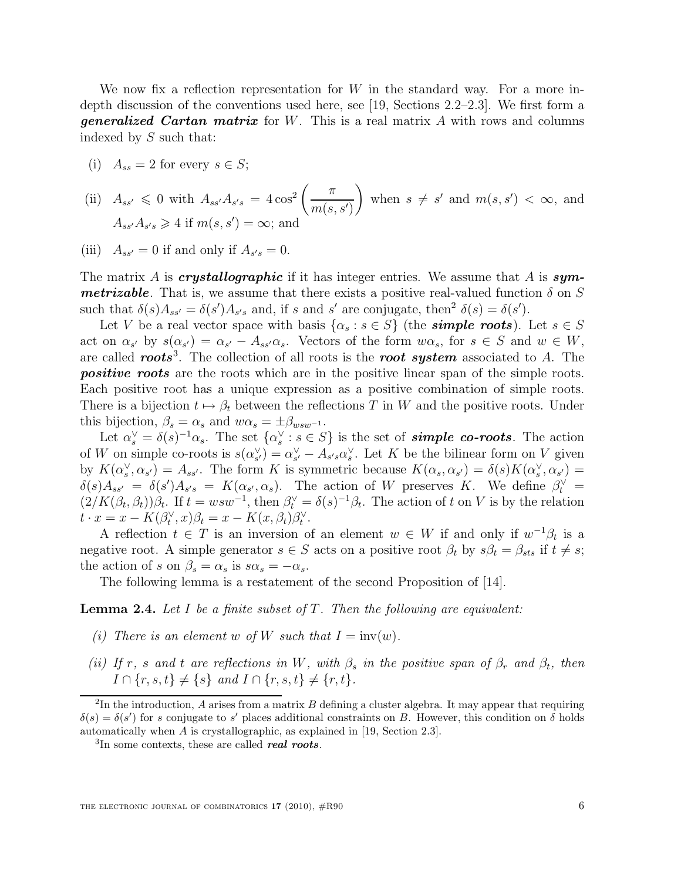We now fix a reflection representation for $W$ in the standard way. For a more in-depth discussion of the conventions used here, see [19, Sections 2.2–2.3]. We first form a ***generalized Cartan matrix*** for $W$. This is a real matrix $A$ with rows and columns indexed by $S$ such that:

(i) $A_{ss} = 2$ for every $s \in S$;

(ii) $A_{ss'} \leqslant 0$ with $A_{ss'}A_{s's} = 4\cos^2\left(\frac{\pi}{m(s,s')}\right)$ when $s \neq s'$ and $m(s,s') < \infty$, and $A_{ss'}A_{s's} \geqslant 4$ if $m(s,s') = \infty$; and

(iii) $A_{ss'} = 0$ if and only if $A_{s's} = 0$.

The matrix $A$ is ***crystallographic*** if it has integer entries. We assume that $A$ is ***symmetrizable***. That is, we assume that there exists a positive real-valued function $\delta$ on $S$ such that $\delta(s)A_{ss'} = \delta(s')A_{s's}$ and, if $s$ and $s'$ are conjugate, then[2] $\delta(s) = \delta(s')$.

Let $V$ be a real vector space with basis $\{\alpha_s : s \in S\}$ (the ***simple roots***). Let $s \in S$ act on $\alpha_{s'}$ by $s(\alpha_{s'}) = \alpha_{s'} - A_{ss'}\alpha_s$. Vectors of the form $w\alpha_s$, for $s \in S$ and $w \in W$, are called ***roots***[3]. The collection of all roots is the ***root system*** associated to $A$. The ***positive roots*** are the roots which are in the positive linear span of the simple roots. Each positive root has a unique expression as a positive combination of simple roots. There is a bijection $t \mapsto \beta_t$ between the reflections $T$ in $W$ and the positive roots. Under this bijection, $\beta_s = \alpha_s$ and $w\alpha_s = \pm\beta_{wsw^{-1}}$.

Let $\alpha_s^\vee = \delta(s)^{-1}\alpha_s$. The set $\{\alpha_s^\vee : s \in S\}$ is the set of ***simple co-roots***. The action of $W$ on simple co-roots is $s(\alpha_{s'}^\vee) = \alpha_{s'}^\vee - A_{s's}\alpha_s^\vee$. Let $K$ be the bilinear form on $V$ given by $K(\alpha_s^\vee, \alpha_{s'}) = A_{ss'}$. The form $K$ is symmetric because $K(\alpha_s, \alpha_{s'}) = \delta(s)K(\alpha_s^\vee, \alpha_{s'}) = \delta(s)A_{ss'} = \delta(s')A_{s's} = K(\alpha_{s'}, \alpha_s)$. The action of $W$ preserves $K$. We define $\beta_t^\vee = (2/K(\beta_t, \beta_t))\beta_t$. If $t = wsw^{-1}$, then $\beta_t^\vee = \delta(s)^{-1}\beta_t$. The action of $t$ on $V$ is by the relation $t \cdot x = x - K(\beta_t^\vee, x)\beta_t = x - K(x, \beta_t)\beta_t^\vee$.

A reflection $t \in T$ is an inversion of an element $w \in W$ if and only if $w^{-1}\beta_t$ is a negative root. A simple generator $s \in S$ acts on a positive root $\beta_t$ by $s\beta_t = \beta_{sts}$ if $t \neq s$; the action of $s$ on $\beta_s = \alpha_s$ is $s\alpha_s = -\alpha_s$.

The following lemma is a restatement of the second Proposition of [14].

**Lemma 2.4.** *Let $I$ be a finite subset of $T$. Then the following are equivalent:*

*(i) There is an element $w$ of $W$ such that $I = \mathrm{inv}(w)$.*

*(ii) If $r$, $s$ and $t$ are reflections in $W$, with $\beta_s$ in the positive span of $\beta_r$ and $\beta_t$, then $I \cap \{r, s, t\} \neq \{s\}$ and $I \cap \{r, s, t\} \neq \{r, t\}$.*

---

[2] In the introduction, $A$ arises from a matrix $B$ defining a cluster algebra. It may appear that requiring $\delta(s) = \delta(s')$ for $s$ conjugate to $s'$ places additional constraints on $B$. However, this condition on $\delta$ holds automatically when $A$ is crystallographic, as explained in [19, Section 2.3].

[3] In some contexts, these are called ***real roots***.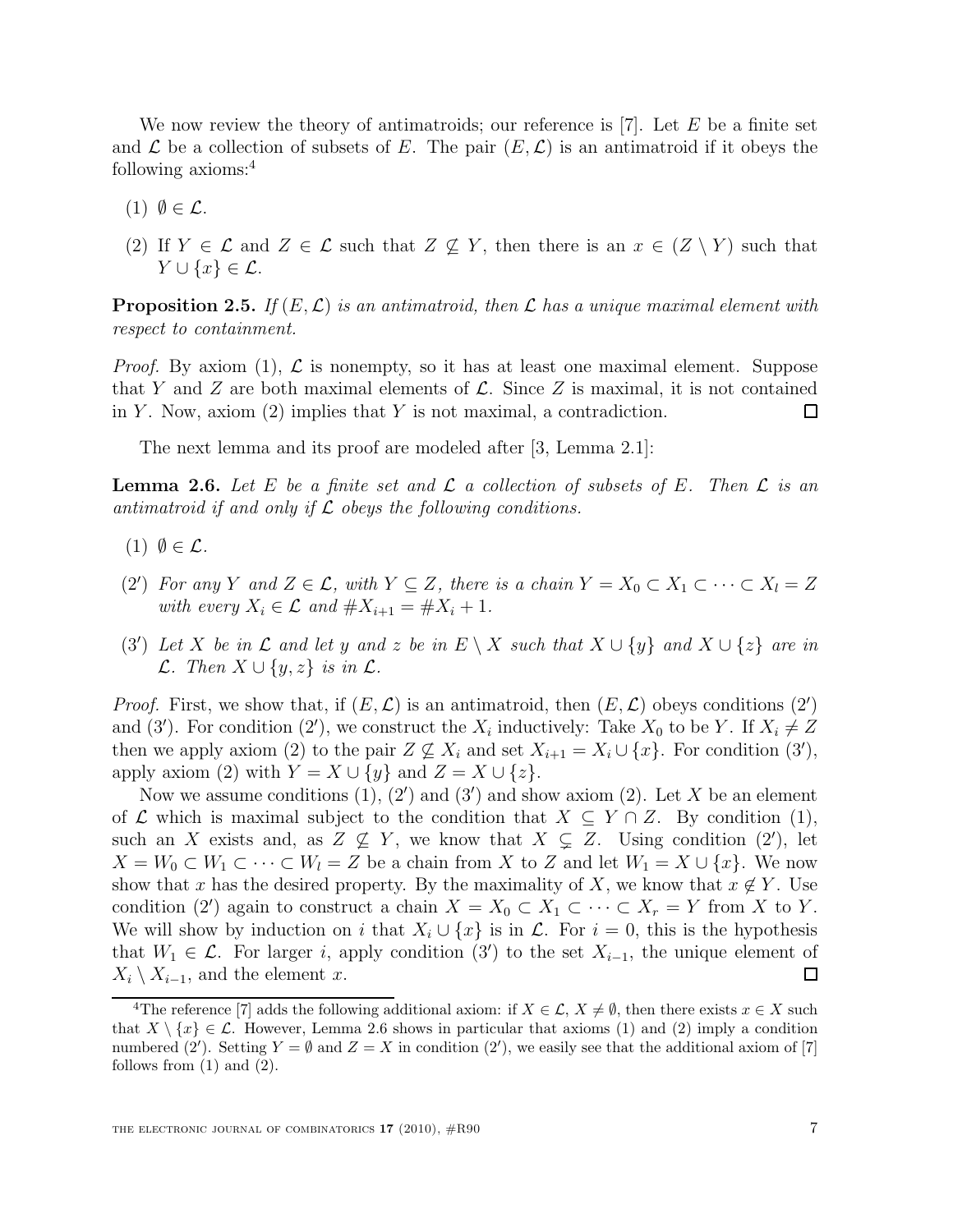We now review the theory of antimatroids; our reference is [7]. Let $E$ be a finite set and $\mathcal{L}$ be a collection of subsets of $E$. The pair $(E, \mathcal{L})$ is an antimatroid if it obeys the following axioms:[4]

(1) $\emptyset \in \mathcal{L}$.

(2) If $Y \in \mathcal{L}$ and $Z \in \mathcal{L}$ such that $Z \not\subseteq Y$, then there is an $x \in (Z \setminus Y)$ such that $Y \cup \{x\} \in \mathcal{L}$.

**Proposition 2.5.** *If $(E, \mathcal{L})$ is an antimatroid, then $\mathcal{L}$ has a unique maximal element with respect to containment.*

*Proof.* By axiom (1), $\mathcal{L}$ is nonempty, so it has at least one maximal element. Suppose that $Y$ and $Z$ are both maximal elements of $\mathcal{L}$. Since $Z$ is maximal, it is not contained in $Y$. Now, axiom (2) implies that $Y$ is not maximal, a contradiction. □

The next lemma and its proof are modeled after [3, Lemma 2.1]:

**Lemma 2.6.** *Let $E$ be a finite set and $\mathcal{L}$ a collection of subsets of $E$. Then $\mathcal{L}$ is an antimatroid if and only if $\mathcal{L}$ obeys the following conditions.*

(1) $\emptyset \in \mathcal{L}$.

(2′) *For any $Y$ and $Z \in \mathcal{L}$, with $Y \subseteq Z$, there is a chain $Y = X_0 \subset X_1 \subset \cdots \subset X_l = Z$ with every $X_i \in \mathcal{L}$ and $\#X_{i+1} = \#X_i + 1$.*

(3′) *Let $X$ be in $\mathcal{L}$ and let $y$ and $z$ be in $E \setminus X$ such that $X \cup \{y\}$ and $X \cup \{z\}$ are in $\mathcal{L}$. Then $X \cup \{y, z\}$ is in $\mathcal{L}$.*

*Proof.* First, we show that, if $(E, \mathcal{L})$ is an antimatroid, then $(E, \mathcal{L})$ obeys conditions (2′) and (3′). For condition (2′), we construct the $X_i$ inductively: Take $X_0$ to be $Y$. If $X_i \neq Z$ then we apply axiom (2) to the pair $Z \not\subseteq X_i$ and set $X_{i+1} = X_i \cup \{x\}$. For condition (3′), apply axiom (2) with $Y = X \cup \{y\}$ and $Z = X \cup \{z\}$.

Now we assume conditions (1), (2′) and (3′) and show axiom (2). Let $X$ be an element of $\mathcal{L}$ which is maximal subject to the condition that $X \subseteq Y \cap Z$. By condition (1), such an $X$ exists and, as $Z \not\subseteq Y$, we know that $X \subsetneq Z$. Using condition (2′), let $X = W_0 \subset W_1 \subset \cdots \subset W_l = Z$ be a chain from $X$ to $Z$ and let $W_1 = X \cup \{x\}$. We now show that $x$ has the desired property. By the maximality of $X$, we know that $x \notin Y$. Use condition (2′) again to construct a chain $X = X_0 \subset X_1 \subset \cdots \subset X_r = Y$ from $X$ to $Y$. We will show by induction on $i$ that $X_i \cup \{x\}$ is in $\mathcal{L}$. For $i = 0$, this is the hypothesis that $W_1 \in \mathcal{L}$. For larger $i$, apply condition (3′) to the set $X_{i-1}$, the unique element of $X_i \setminus X_{i-1}$, and the element $x$. □

[4] The reference [7] adds the following additional axiom: if $X \in \mathcal{L}$, $X \neq \emptyset$, then there exists $x \in X$ such that $X \setminus \{x\} \in \mathcal{L}$. However, Lemma 2.6 shows in particular that axioms (1) and (2) imply a condition numbered (2′). Setting $Y = \emptyset$ and $Z = X$ in condition (2′), we easily see that the additional axiom of [7] follows from (1) and (2).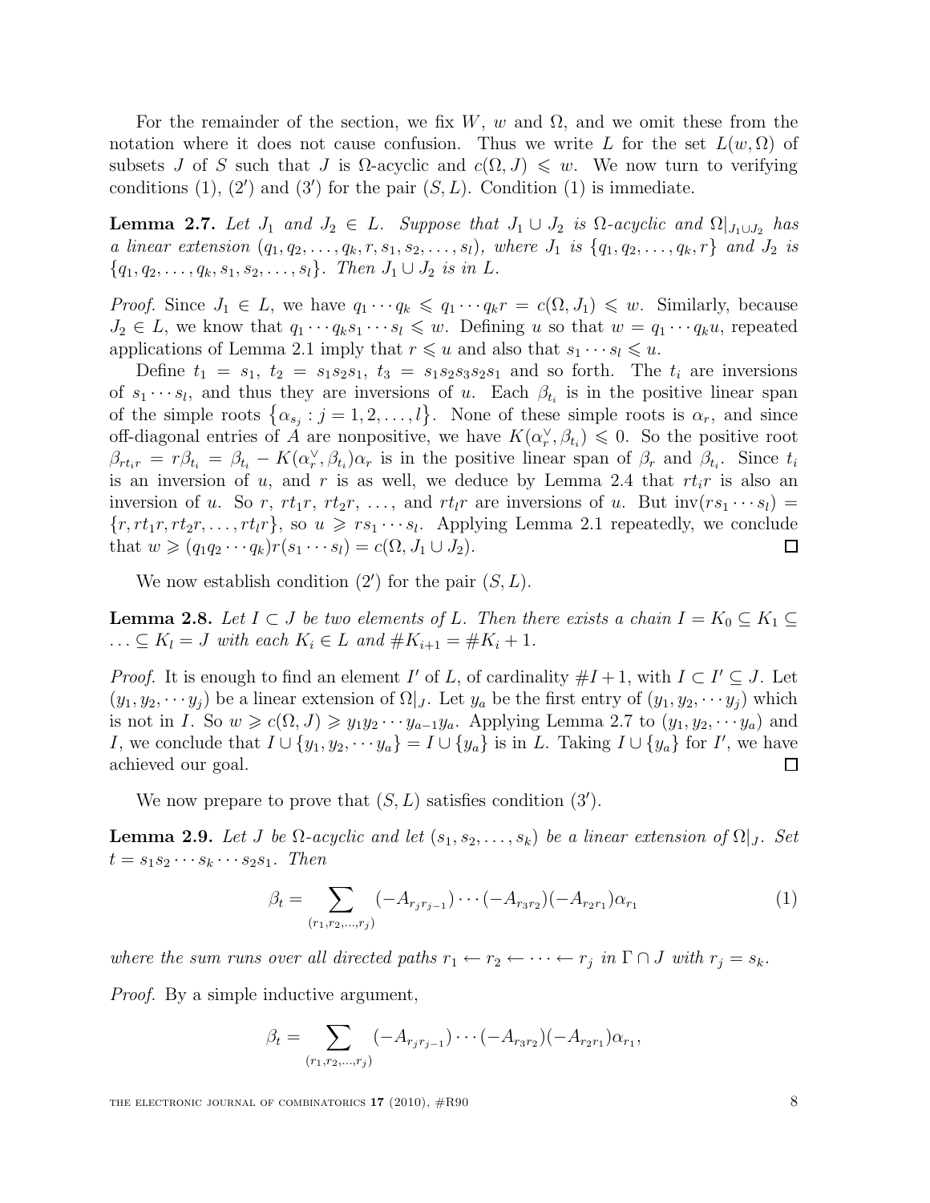For the remainder of the section, we fix $W$, $w$ and $\Omega$, and we omit these from the notation where it does not cause confusion. Thus we write $L$ for the set $L(w,\Omega)$ of subsets $J$ of $S$ such that $J$ is $\Omega$-acyclic and $c(\Omega, J) \leqslant w$. We now turn to verifying conditions (1), (2′) and (3′) for the pair $(S, L)$. Condition (1) is immediate.

**Lemma 2.7.** *Let $J_1$ and $J_2 \in L$. Suppose that $J_1 \cup J_2$ is $\Omega$-acyclic and $\Omega|_{J_1 \cup J_2}$ has a linear extension $(q_1, q_2, \ldots, q_k, r, s_1, s_2, \ldots, s_l)$, where $J_1$ is $\{q_1, q_2, \ldots, q_k, r\}$ and $J_2$ is $\{q_1, q_2, \ldots, q_k, s_1, s_2, \ldots, s_l\}$. Then $J_1 \cup J_2$ is in $L$.*

*Proof.* Since $J_1 \in L$, we have $q_1 \cdots q_k \leqslant q_1 \cdots q_k r = c(\Omega, J_1) \leqslant w$. Similarly, because $J_2 \in L$, we know that $q_1 \cdots q_k s_1 \cdots s_l \leqslant w$. Defining $u$ so that $w = q_1 \cdots q_k u$, repeated applications of Lemma 2.1 imply that $r \leqslant u$ and also that $s_1 \cdots s_l \leqslant u$.

Define $t_1 = s_1$, $t_2 = s_1 s_2 s_1$, $t_3 = s_1 s_2 s_3 s_2 s_1$ and so forth. The $t_i$ are inversions of $s_1 \cdots s_l$, and thus they are inversions of $u$. Each $\beta_{t_i}$ is in the positive linear span of the simple roots $\{\alpha_{s_j} : j = 1, 2, \ldots, l\}$. None of these simple roots is $\alpha_r$, and since off-diagonal entries of $A$ are nonpositive, we have $K(\alpha_r^\vee, \beta_{t_i}) \leqslant 0$. So the positive root $\beta_{rt_ir} = r\beta_{t_i} = \beta_{t_i} - K(\alpha_r^\vee, \beta_{t_i})\alpha_r$ is in the positive linear span of $\beta_r$ and $\beta_{t_i}$. Since $t_i$ is an inversion of $u$, and $r$ is as well, we deduce by Lemma 2.4 that $rt_ir$ is also an inversion of $u$. So $r$, $rt_1r$, $rt_2r$, $\ldots$, and $rt_lr$ are inversions of $u$. But $\mathrm{inv}(rs_1 \cdots s_l) = \{r, rt_1r, rt_2r, \ldots, rt_lr\}$, so $u \geqslant rs_1 \cdots s_l$. Applying Lemma 2.1 repeatedly, we conclude that $w \geqslant (q_1 q_2 \cdots q_k) r (s_1 \cdots s_l) = c(\Omega, J_1 \cup J_2)$. $\square$

We now establish condition (2′) for the pair $(S, L)$.

**Lemma 2.8.** *Let $I \subset J$ be two elements of $L$. Then there exists a chain $I = K_0 \subseteq K_1 \subseteq \ldots \subseteq K_l = J$ with each $K_i \in L$ and $\#K_{i+1} = \#K_i + 1$.*

*Proof.* It is enough to find an element $I'$ of $L$, of cardinality $\#I + 1$, with $I \subset I' \subseteq J$. Let $(y_1, y_2, \cdots y_j)$ be a linear extension of $\Omega|_J$. Let $y_a$ be the first entry of $(y_1, y_2, \cdots y_j)$ which is not in $I$. So $w \geqslant c(\Omega, J) \geqslant y_1 y_2 \cdots y_{a-1} y_a$. Applying Lemma 2.7 to $(y_1, y_2, \cdots y_a)$ and $I$, we conclude that $I \cup \{y_1, y_2, \cdots y_a\} = I \cup \{y_a\}$ is in $L$. Taking $I \cup \{y_a\}$ for $I'$, we have achieved our goal. $\square$

We now prepare to prove that $(S, L)$ satisfies condition (3′).

**Lemma 2.9.** *Let $J$ be $\Omega$-acyclic and let $(s_1, s_2, \ldots, s_k)$ be a linear extension of $\Omega|_J$. Set $t = s_1 s_2 \cdots s_k \cdots s_2 s_1$. Then*

$$\beta_t = \sum_{(r_1, r_2, \ldots, r_j)} (-A_{r_j r_{j-1}}) \cdots (-A_{r_3 r_2})(-A_{r_2 r_1})\alpha_{r_1} \tag{1}$$

*where the sum runs over all directed paths $r_1 \leftarrow r_2 \leftarrow \cdots \leftarrow r_j$ in $\Gamma \cap J$ with $r_j = s_k$.*

*Proof.* By a simple inductive argument,

$$\beta_t = \sum_{(r_1, r_2, \ldots, r_j)} (-A_{r_j r_{j-1}}) \cdots (-A_{r_3 r_2})(-A_{r_2 r_1})\alpha_{r_1},$$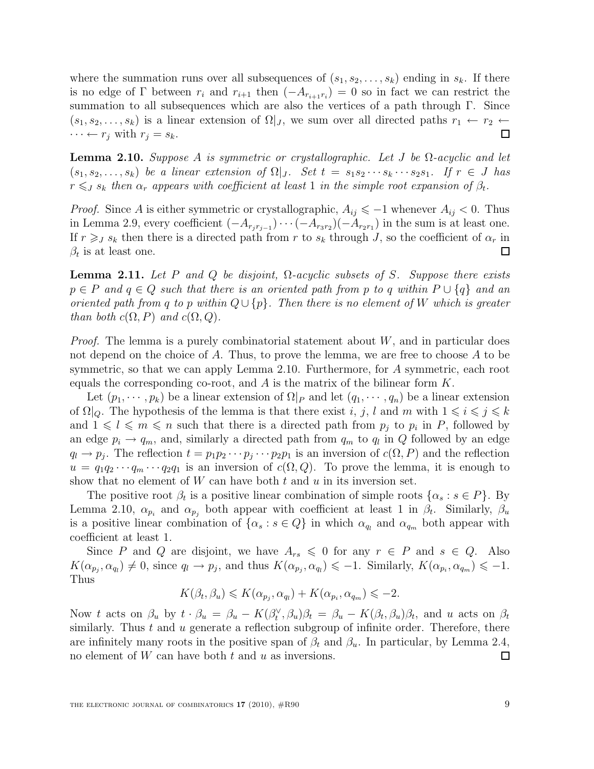where the summation runs over all subsequences of $(s_1, s_2, \ldots, s_k)$ ending in $s_k$. If there is no edge of $\Gamma$ between $r_i$ and $r_{i+1}$ then $(-A_{r_{i+1}r_i}) = 0$ so in fact we can restrict the summation to all subsequences which are also the vertices of a path through $\Gamma$. Since $(s_1, s_2, \ldots, s_k)$ is a linear extension of $\Omega|_J$, we sum over all directed paths $r_1 \leftarrow r_2 \leftarrow \cdots \leftarrow r_j$ with $r_j = s_k$. □

**Lemma 2.10.** *Suppose $A$ is symmetric or crystallographic. Let $J$ be $\Omega$-acyclic and let $(s_1, s_2, \ldots, s_k)$ be a linear extension of $\Omega|_J$. Set $t = s_1 s_2 \cdots s_k \cdots s_2 s_1$. If $r \in J$ has $r \leqslant_J s_k$ then $\alpha_r$ appears with coefficient at least 1 in the simple root expansion of $\beta_t$.*

*Proof.* Since $A$ is either symmetric or crystallographic, $A_{ij} \leqslant -1$ whenever $A_{ij} < 0$. Thus in Lemma 2.9, every coefficient $(-A_{r_j r_{j-1}}) \cdots (-A_{r_3 r_2})(-A_{r_2 r_1})$ in the sum is at least one. If $r \geqslant_J s_k$ then there is a directed path from $r$ to $s_k$ through $J$, so the coefficient of $\alpha_r$ in $\beta_t$ is at least one. □

**Lemma 2.11.** *Let $P$ and $Q$ be disjoint, $\Omega$-acyclic subsets of $S$. Suppose there exists $p \in P$ and $q \in Q$ such that there is an oriented path from $p$ to $q$ within $P \cup \{q\}$ and an oriented path from $q$ to $p$ within $Q \cup \{p\}$. Then there is no element of $W$ which is greater than both $c(\Omega, P)$ and $c(\Omega, Q)$.*

*Proof.* The lemma is a purely combinatorial statement about $W$, and in particular does not depend on the choice of $A$. Thus, to prove the lemma, we are free to choose $A$ to be symmetric, so that we can apply Lemma 2.10. Furthermore, for $A$ symmetric, each root equals the corresponding co-root, and $A$ is the matrix of the bilinear form $K$.

Let $(p_1, \cdots, p_k)$ be a linear extension of $\Omega|_P$ and let $(q_1, \cdots, q_n)$ be a linear extension of $\Omega|_Q$. The hypothesis of the lemma is that there exist $i$, $j$, $l$ and $m$ with $1 \leqslant i \leqslant j \leqslant k$ and $1 \leqslant l \leqslant m \leqslant n$ such that there is a directed path from $p_j$ to $p_i$ in $P$, followed by an edge $p_i \to q_m$, and, similarly a directed path from $q_m$ to $q_l$ in $Q$ followed by an edge $q_l \to p_j$. The reflection $t = p_1 p_2 \cdots p_j \cdots p_2 p_1$ is an inversion of $c(\Omega, P)$ and the reflection $u = q_1 q_2 \cdots q_m \cdots q_2 q_1$ is an inversion of $c(\Omega, Q)$. To prove the lemma, it is enough to show that no element of $W$ can have both $t$ and $u$ in its inversion set.

The positive root $\beta_t$ is a positive linear combination of simple roots $\{\alpha_s : s \in P\}$. By Lemma 2.10, $\alpha_{p_i}$ and $\alpha_{p_j}$ both appear with coefficient at least 1 in $\beta_t$. Similarly, $\beta_u$ is a positive linear combination of $\{\alpha_s : s \in Q\}$ in which $\alpha_{q_l}$ and $\alpha_{q_m}$ both appear with coefficient at least 1.

Since $P$ and $Q$ are disjoint, we have $A_{rs} \leqslant 0$ for any $r \in P$ and $s \in Q$. Also $K(\alpha_{p_j}, \alpha_{q_l}) \neq 0$, since $q_l \to p_j$, and thus $K(\alpha_{p_j}, \alpha_{q_l}) \leqslant -1$. Similarly, $K(\alpha_{p_i}, \alpha_{q_m}) \leqslant -1$. Thus

$$K(\beta_t, \beta_u) \leqslant K(\alpha_{p_j}, \alpha_{q_l}) + K(\alpha_{p_i}, \alpha_{q_m}) \leqslant -2.$$

Now $t$ acts on $\beta_u$ by $t \cdot \beta_u = \beta_u - K(\beta_t^\vee, \beta_u)\beta_t = \beta_u - K(\beta_t, \beta_u)\beta_t$, and $u$ acts on $\beta_t$ similarly. Thus $t$ and $u$ generate a reflection subgroup of infinite order. Therefore, there are infinitely many roots in the positive span of $\beta_t$ and $\beta_u$. In particular, by Lemma 2.4, no element of $W$ can have both $t$ and $u$ as inversions. □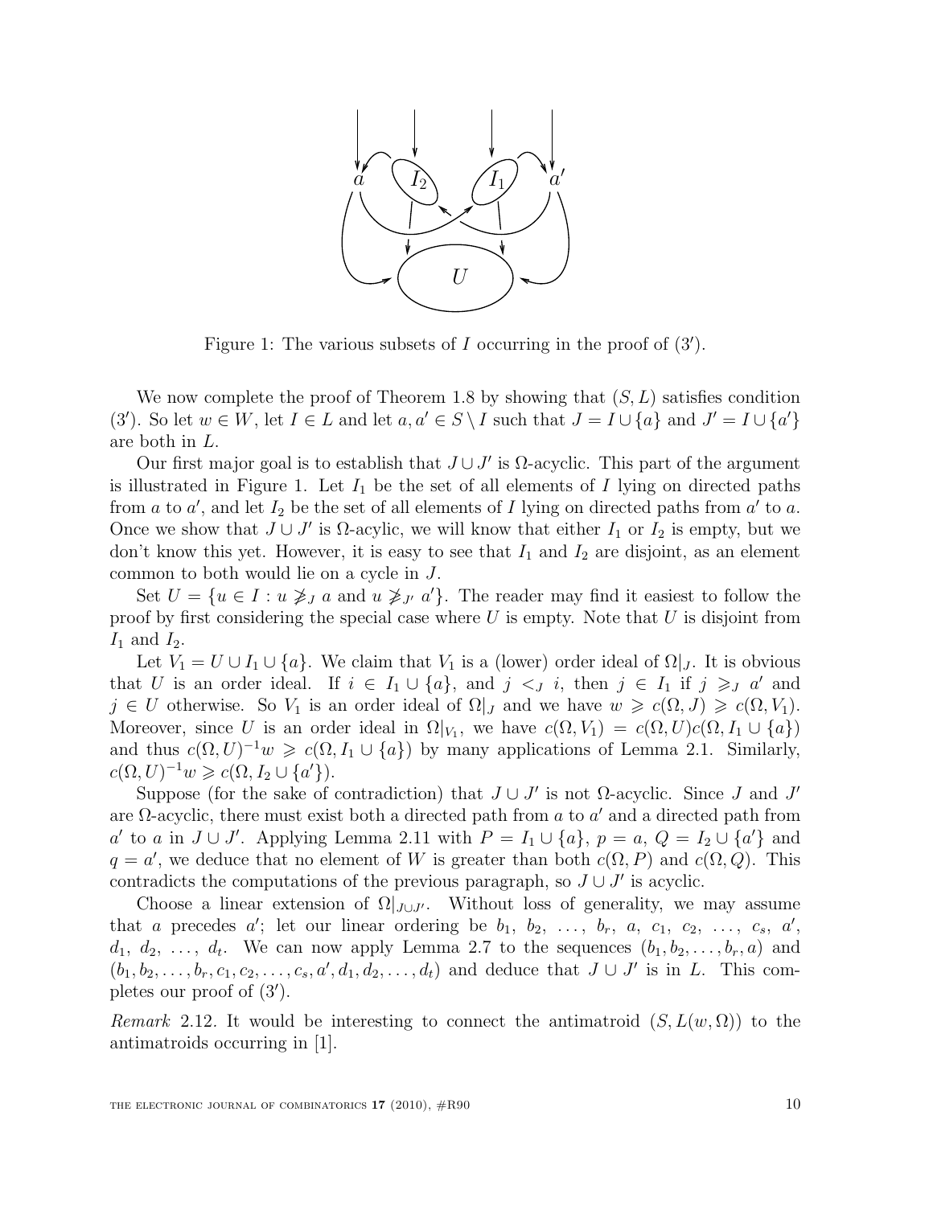a I₂ I₁ a′

U

Figure 1: The various subsets of $I$ occurring in the proof of (3′).

We now complete the proof of Theorem 1.8 by showing that $(S, L)$ satisfies condition (3′). So let $w \in W$, let $I \in L$ and let $a, a' \in S \setminus I$ such that $J = I \cup \{a\}$ and $J' = I \cup \{a'\}$ are both in $L$.

Our first major goal is to establish that $J \cup J'$ is $\Omega$-acyclic. This part of the argument is illustrated in Figure 1. Let $I_1$ be the set of all elements of $I$ lying on directed paths from $a$ to $a'$, and let $I_2$ be the set of all elements of $I$ lying on directed paths from $a'$ to $a$. Once we show that $J \cup J'$ is $\Omega$-acylic, we will know that either $I_1$ or $I_2$ is empty, but we don't know this yet. However, it is easy to see that $I_1$ and $I_2$ are disjoint, as an element common to both would lie on a cycle in $J$.

Set $U = \{u \in I : u \not\geqslant_J a \text{ and } u \not\geqslant_{J'} a'\}$. The reader may find it easiest to follow the proof by first considering the special case where $U$ is empty. Note that $U$ is disjoint from $I_1$ and $I_2$.

Let $V_1 = U \cup I_1 \cup \{a\}$. We claim that $V_1$ is a (lower) order ideal of $\Omega|_J$. It is obvious that $U$ is an order ideal. If $i \in I_1 \cup \{a\}$, and $j <_J i$, then $j \in I_1$ if $j \geqslant_J a'$ and $j \in U$ otherwise. So $V_1$ is an order ideal of $\Omega|_J$ and we have $w \geqslant c(\Omega, J) \geqslant c(\Omega, V_1)$. Moreover, since $U$ is an order ideal in $\Omega|_{V_1}$, we have $c(\Omega, V_1) = c(\Omega, U)c(\Omega, I_1 \cup \{a\})$ and thus $c(\Omega, U)^{-1}w \geqslant c(\Omega, I_1 \cup \{a\})$ by many applications of Lemma 2.1. Similarly, $c(\Omega, U)^{-1}w \geqslant c(\Omega, I_2 \cup \{a'\})$.

Suppose (for the sake of contradiction) that $J \cup J'$ is not $\Omega$-acyclic. Since $J$ and $J'$ are $\Omega$-acyclic, there must exist both a directed path from $a$ to $a'$ and a directed path from $a'$ to $a$ in $J \cup J'$. Applying Lemma 2.11 with $P = I_1 \cup \{a\}$, $p = a$, $Q = I_2 \cup \{a'\}$ and $q = a'$, we deduce that no element of $W$ is greater than both $c(\Omega, P)$ and $c(\Omega, Q)$. This contradicts the computations of the previous paragraph, so $J \cup J'$ is acyclic.

Choose a linear extension of $\Omega|_{J \cup J'}$. Without loss of generality, we may assume that $a$ precedes $a'$; let our linear ordering be $b_1, b_2, \ldots, b_r, a, c_1, c_2, \ldots, c_s, a', d_1, d_2, \ldots, d_t$. We can now apply Lemma 2.7 to the sequences $(b_1, b_2, \ldots, b_r, a)$ and $(b_1, b_2, \ldots, b_r, c_1, c_2, \ldots, c_s, a', d_1, d_2, \ldots, d_t)$ and deduce that $J \cup J'$ is in $L$. This completes our proof of (3′).

*Remark* 2.12. It would be interesting to connect the antimatroid $(S, L(w, \Omega))$ to the antimatroids occurring in [1].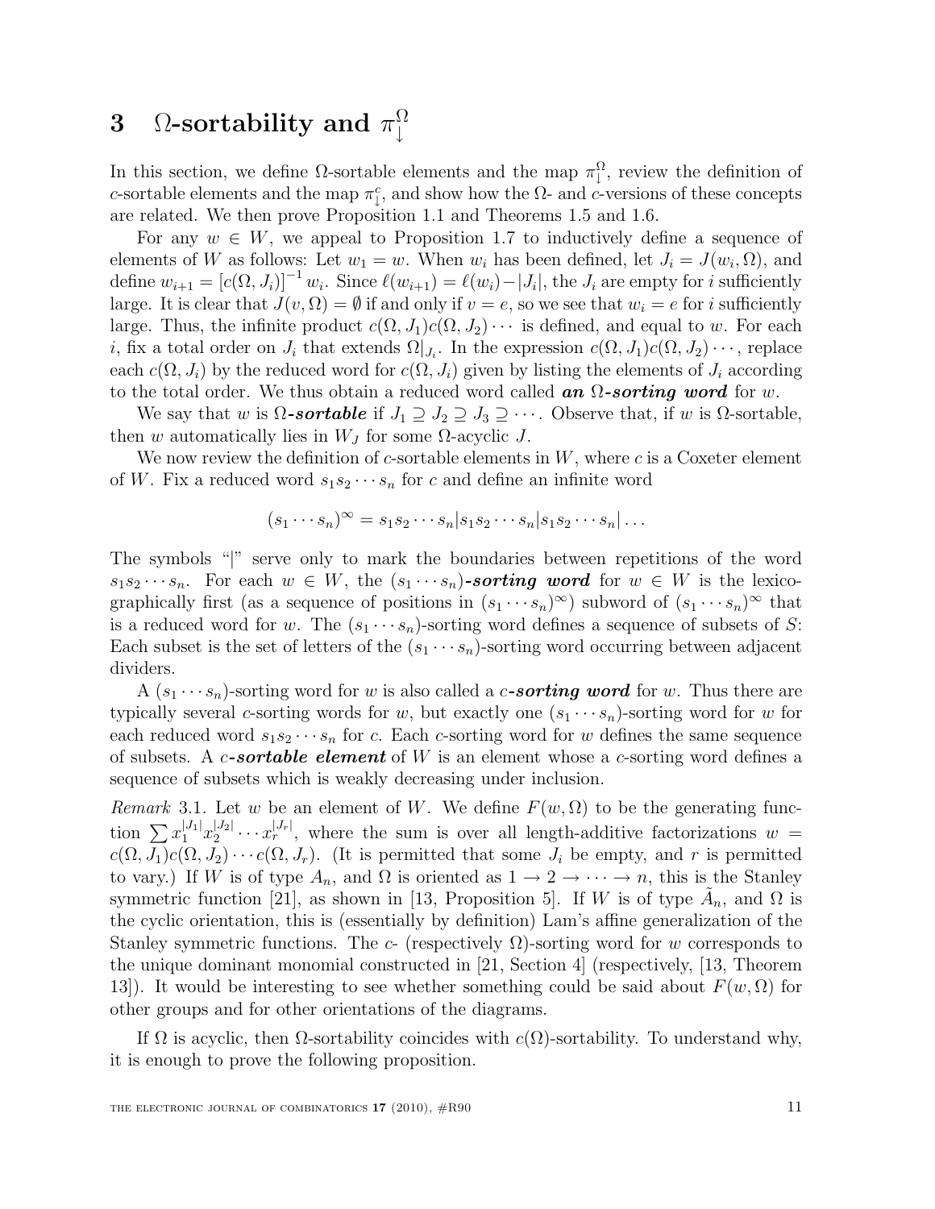# 3 $\Omega$-sortability and $\pi_\downarrow^\Omega$

In this section, we define $\Omega$-sortable elements and the map $\pi_\downarrow^\Omega$, review the definition of $c$-sortable elements and the map $\pi_\downarrow^c$, and show how the $\Omega$- and $c$-versions of these concepts are related. We then prove Proposition 1.1 and Theorems 1.5 and 1.6.

For any $w \in W$, we appeal to Proposition 1.7 to inductively define a sequence of elements of $W$ as follows: Let $w_1 = w$. When $w_i$ has been defined, let $J_i = J(w_i, \Omega)$, and define $w_{i+1} = [c(\Omega, J_i)]^{-1} w_i$. Since $\ell(w_{i+1}) = \ell(w_i) - |J_i|$, the $J_i$ are empty for $i$ sufficiently large. It is clear that $J(v, \Omega) = \emptyset$ if and only if $v = e$, so we see that $w_i = e$ for $i$ sufficiently large. Thus, the infinite product $c(\Omega, J_1)c(\Omega, J_2)\cdots$ is defined, and equal to $w$. For each $i$, fix a total order on $J_i$ that extends $\Omega|_{J_i}$. In the expression $c(\Omega, J_1)c(\Omega, J_2)\cdots$, replace each $c(\Omega, J_i)$ by the reduced word for $c(\Omega, J_i)$ given by listing the elements of $J_i$ according to the total order. We thus obtain a reduced word called ***an $\Omega$-sorting word*** for $w$.

We say that $w$ is ***$\Omega$-sortable*** if $J_1 \supseteq J_2 \supseteq J_3 \supseteq \cdots$. Observe that, if $w$ is $\Omega$-sortable, then $w$ automatically lies in $W_J$ for some $\Omega$-acyclic $J$.

We now review the definition of $c$-sortable elements in $W$, where $c$ is a Coxeter element of $W$. Fix a reduced word $s_1 s_2 \cdots s_n$ for $c$ and define an infinite word

$$(s_1 \cdots s_n)^\infty = s_1 s_2 \cdots s_n | s_1 s_2 \cdots s_n | s_1 s_2 \cdots s_n | \ldots$$

The symbols "$|$" serve only to mark the boundaries between repetitions of the word $s_1 s_2 \cdots s_n$. For each $w \in W$, the ***$(s_1 \cdots s_n)$-sorting word*** for $w \in W$ is the lexicographically first (as a sequence of positions in $(s_1 \cdots s_n)^\infty$) subword of $(s_1 \cdots s_n)^\infty$ that is a reduced word for $w$. The $(s_1 \cdots s_n)$-sorting word defines a sequence of subsets of $S$: Each subset is the set of letters of the $(s_1 \cdots s_n)$-sorting word occurring between adjacent dividers.

A $(s_1 \cdots s_n)$-sorting word for $w$ is also called a ***$c$-sorting word*** for $w$. Thus there are typically several $c$-sorting words for $w$, but exactly one $(s_1 \cdots s_n)$-sorting word for $w$ for each reduced word $s_1 s_2 \cdots s_n$ for $c$. Each $c$-sorting word for $w$ defines the same sequence of subsets. A ***$c$-sortable element*** of $W$ is an element whose a $c$-sorting word defines a sequence of subsets which is weakly decreasing under inclusion.

*Remark* 3.1. Let $w$ be an element of $W$. We define $F(w, \Omega)$ to be the generating function $\sum x_1^{|J_1|} x_2^{|J_2|} \cdots x_r^{|J_r|}$, where the sum is over all length-additive factorizations $w = c(\Omega, J_1)c(\Omega, J_2)\cdots c(\Omega, J_r)$. (It is permitted that some $J_i$ be empty, and $r$ is permitted to vary.) If $W$ is of type $A_n$, and $\Omega$ is oriented as $1 \to 2 \to \cdots \to n$, this is the Stanley symmetric function [21], as shown in [13, Proposition 5]. If $W$ is of type $\tilde{A}_n$, and $\Omega$ is the cyclic orientation, this is (essentially by definition) Lam's affine generalization of the Stanley symmetric functions. The $c$- (respectively $\Omega$)-sorting word for $w$ corresponds to the unique dominant monomial constructed in [21, Section 4] (respectively, [13, Theorem 13]). It would be interesting to see whether something could be said about $F(w, \Omega)$ for other groups and for other orientations of the diagrams.

If $\Omega$ is acyclic, then $\Omega$-sortability coincides with $c(\Omega)$-sortability. To understand why, it is enough to prove the following proposition.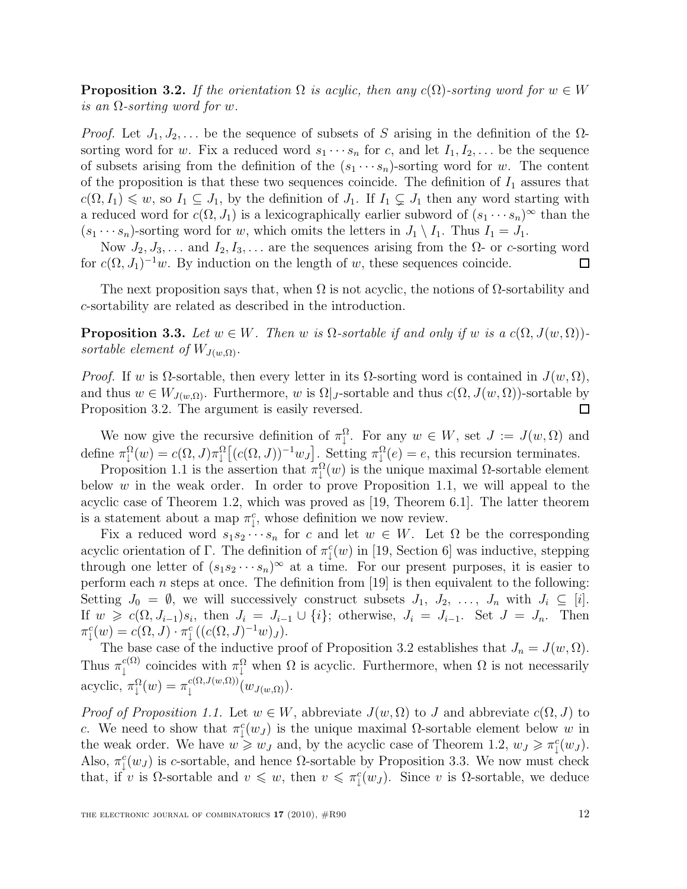**Proposition 3.2.** *If the orientation $\Omega$ is acylic, then any $c(\Omega)$-sorting word for $w \in W$ is an $\Omega$-sorting word for $w$.*

*Proof.* Let $J_1, J_2, \ldots$ be the sequence of subsets of $S$ arising in the definition of the $\Omega$-sorting word for $w$. Fix a reduced word $s_1 \cdots s_n$ for $c$, and let $I_1, I_2, \ldots$ be the sequence of subsets arising from the definition of the $(s_1 \cdots s_n)$-sorting word for $w$. The content of the proposition is that these two sequences coincide. The definition of $I_1$ assures that $c(\Omega, I_1) \leqslant w$, so $I_1 \subseteq J_1$, by the definition of $J_1$. If $I_1 \subsetneq J_1$ then any word starting with a reduced word for $c(\Omega, J_1)$ is a lexicographically earlier subword of $(s_1 \cdots s_n)^\infty$ than the $(s_1 \cdots s_n)$-sorting word for $w$, which omits the letters in $J_1 \setminus I_1$. Thus $I_1 = J_1$.

Now $J_2, J_3, \ldots$ and $I_2, I_3, \ldots$ are the sequences arising from the $\Omega$- or $c$-sorting word for $c(\Omega, J_1)^{-1}w$. By induction on the length of $w$, these sequences coincide. $\square$

The next proposition says that, when $\Omega$ is not acyclic, the notions of $\Omega$-sortability and $c$-sortability are related as described in the introduction.

**Proposition 3.3.** *Let $w \in W$. Then $w$ is $\Omega$-sortable if and only if $w$ is a $c(\Omega, J(w, \Omega))$-sortable element of $W_{J(w,\Omega)}$.*

*Proof.* If $w$ is $\Omega$-sortable, then every letter in its $\Omega$-sorting word is contained in $J(w, \Omega)$, and thus $w \in W_{J(w,\Omega)}$. Furthermore, $w$ is $\Omega|_J$-sortable and thus $c(\Omega, J(w, \Omega))$-sortable by Proposition 3.2. The argument is easily reversed. $\square$

We now give the recursive definition of $\pi_\downarrow^\Omega$. For any $w \in W$, set $J := J(w, \Omega)$ and define $\pi_\downarrow^\Omega(w) = c(\Omega, J)\pi_\downarrow^\Omega\big[(c(\Omega, J))^{-1}w_J\big]$. Setting $\pi_\downarrow^\Omega(e) = e$, this recursion terminates.

Proposition 1.1 is the assertion that $\pi_\downarrow^\Omega(w)$ is the unique maximal $\Omega$-sortable element below $w$ in the weak order. In order to prove Proposition 1.1, we will appeal to the acyclic case of Theorem 1.2, which was proved as [19, Theorem 6.1]. The latter theorem is a statement about a map $\pi_\downarrow^c$, whose definition we now review.

Fix a reduced word $s_1 s_2 \cdots s_n$ for $c$ and let $w \in W$. Let $\Omega$ be the corresponding acyclic orientation of $\Gamma$. The definition of $\pi_\downarrow^c(w)$ in [19, Section 6] was inductive, stepping through one letter of $(s_1 s_2 \cdots s_n)^\infty$ at a time. For our present purposes, it is easier to perform each $n$ steps at once. The definition from [19] is then equivalent to the following: Setting $J_0 = \emptyset$, we will successively construct subsets $J_1, J_2, \ldots, J_n$ with $J_i \subseteq [i]$. If $w \geqslant c(\Omega, J_{i-1})s_i$, then $J_i = J_{i-1} \cup \{i\}$; otherwise, $J_i = J_{i-1}$. Set $J = J_n$. Then $\pi_\downarrow^c(w) = c(\Omega, J) \cdot \pi_\downarrow^c\left((c(\Omega, J)^{-1}w)_J\right)$.

The base case of the inductive proof of Proposition 3.2 establishes that $J_n = J(w, \Omega)$. Thus $\pi_\downarrow^{c(\Omega)}$ coincides with $\pi_\downarrow^\Omega$ when $\Omega$ is acyclic. Furthermore, when $\Omega$ is not necessarily acyclic, $\pi_\downarrow^\Omega(w) = \pi_\downarrow^{c(\Omega, J(w,\Omega))}(w_{J(w,\Omega)})$.

*Proof of Proposition 1.1.* Let $w \in W$, abbreviate $J(w, \Omega)$ to $J$ and abbreviate $c(\Omega, J)$ to $c$. We need to show that $\pi_\downarrow^c(w_J)$ is the unique maximal $\Omega$-sortable element below $w$ in the weak order. We have $w \geqslant w_J$ and, by the acyclic case of Theorem 1.2, $w_J \geqslant \pi_\downarrow^c(w_J)$. Also, $\pi_\downarrow^c(w_J)$ is $c$-sortable, and hence $\Omega$-sortable by Proposition 3.3. We now must check that, if $v$ is $\Omega$-sortable and $v \leqslant w$, then $v \leqslant \pi_\downarrow^c(w_J)$. Since $v$ is $\Omega$-sortable, we deduce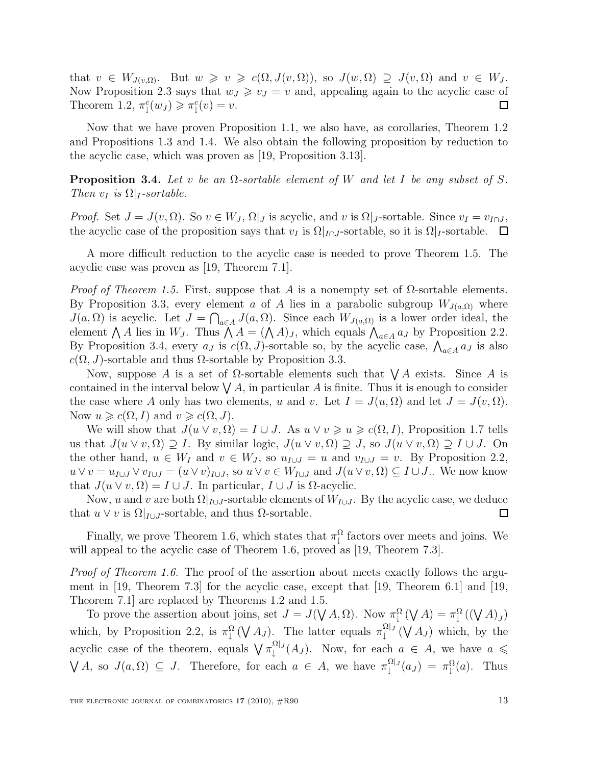that $v \in W_{J(v,\Omega)}$. But $w \geqslant v \geqslant c(\Omega, J(v,\Omega))$, so $J(w,\Omega) \supseteq J(v,\Omega)$ and $v \in W_J$. Now Proposition 2.3 says that $w_J \geqslant v_J = v$ and, appealing again to the acyclic case of Theorem 1.2, $\pi^c_\downarrow(w_J) \geqslant \pi^c_\downarrow(v) = v$. $\square$

Now that we have proven Proposition 1.1, we also have, as corollaries, Theorem 1.2 and Propositions 1.3 and 1.4. We also obtain the following proposition by reduction to the acyclic case, which was proven as [19, Proposition 3.13].

**Proposition 3.4.** *Let $v$ be an $\Omega$-sortable element of $W$ and let $I$ be any subset of $S$. Then $v_I$ is $\Omega|_I$-sortable.*

*Proof.* Set $J = J(v,\Omega)$. So $v \in W_J$, $\Omega|_J$ is acyclic, and $v$ is $\Omega|_J$-sortable. Since $v_I = v_{I\cap J}$, the acyclic case of the proposition says that $v_I$ is $\Omega|_{I\cap J}$-sortable, so it is $\Omega|_I$-sortable. $\square$

A more difficult reduction to the acyclic case is needed to prove Theorem 1.5. The acyclic case was proven as [19, Theorem 7.1].

*Proof of Theorem 1.5.* First, suppose that $A$ is a nonempty set of $\Omega$-sortable elements. By Proposition 3.3, every element $a$ of $A$ lies in a parabolic subgroup $W_{J(a,\Omega)}$ where $J(a,\Omega)$ is acyclic. Let $J = \bigcap_{a\in A} J(a,\Omega)$. Since each $W_{J(a,\Omega)}$ is a lower order ideal, the element $\bigwedge A$ lies in $W_J$. Thus $\bigwedge A = (\bigwedge A)_J$, which equals $\bigwedge_{a\in A} a_J$ by Proposition 2.2. By Proposition 3.4, every $a_J$ is $c(\Omega,J)$-sortable so, by the acyclic case, $\bigwedge_{a\in A} a_J$ is also $c(\Omega,J)$-sortable and thus $\Omega$-sortable by Proposition 3.3.

Now, suppose $A$ is a set of $\Omega$-sortable elements such that $\bigvee A$ exists. Since $A$ is contained in the interval below $\bigvee A$, in particular $A$ is finite. Thus it is enough to consider the case where $A$ only has two elements, $u$ and $v$. Let $I = J(u,\Omega)$ and let $J = J(v,\Omega)$. Now $u \geqslant c(\Omega,I)$ and $v \geqslant c(\Omega,J)$.

We will show that $J(u\vee v,\Omega) = I\cup J$. As $u\vee v \geqslant u \geqslant c(\Omega,I)$, Proposition 1.7 tells us that $J(u\vee v,\Omega) \supseteq I$. By similar logic, $J(u\vee v,\Omega) \supseteq J$, so $J(u\vee v,\Omega) \supseteq I\cup J$. On the other hand, $u \in W_I$ and $v \in W_J$, so $u_{I\cup J} = u$ and $v_{I\cup J} = v$. By Proposition 2.2, $u\vee v = u_{I\cup J}\vee v_{I\cup J} = (u\vee v)_{I\cup J}$, so $u\vee v \in W_{I\cup J}$ and $J(u\vee v,\Omega) \subseteq I\cup J$.. We now know that $J(u\vee v,\Omega) = I\cup J$. In particular, $I\cup J$ is $\Omega$-acyclic.

Now, $u$ and $v$ are both $\Omega|_{I\cup J}$-sortable elements of $W_{I\cup J}$. By the acyclic case, we deduce that $u\vee v$ is $\Omega|_{I\cup J}$-sortable, and thus $\Omega$-sortable. $\square$

Finally, we prove Theorem 1.6, which states that $\pi^\Omega_\downarrow$ factors over meets and joins. We will appeal to the acyclic case of Theorem 1.6, proved as [19, Theorem 7.3].

*Proof of Theorem 1.6.* The proof of the assertion about meets exactly follows the argument in [19, Theorem 7.3] for the acyclic case, except that [19, Theorem 6.1] and [19, Theorem 7.1] are replaced by Theorems 1.2 and 1.5.

To prove the assertion about joins, set $J = J(\bigvee A,\Omega)$. Now $\pi^\Omega_\downarrow(\bigvee A) = \pi^\Omega_\downarrow((\bigvee A)_J)$ which, by Proposition 2.2, is $\pi^\Omega_\downarrow(\bigvee A_J)$. The latter equals $\pi^{\Omega|_J}_\downarrow(\bigvee A_J)$ which, by the acyclic case of the theorem, equals $\bigvee \pi^{\Omega|_J}_\downarrow(A_J)$. Now, for each $a \in A$, we have $a \leqslant \bigvee A$, so $J(a,\Omega) \subseteq J$. Therefore, for each $a \in A$, we have $\pi^{\Omega|_J}_\downarrow(a_J) = \pi^\Omega_\downarrow(a)$. Thus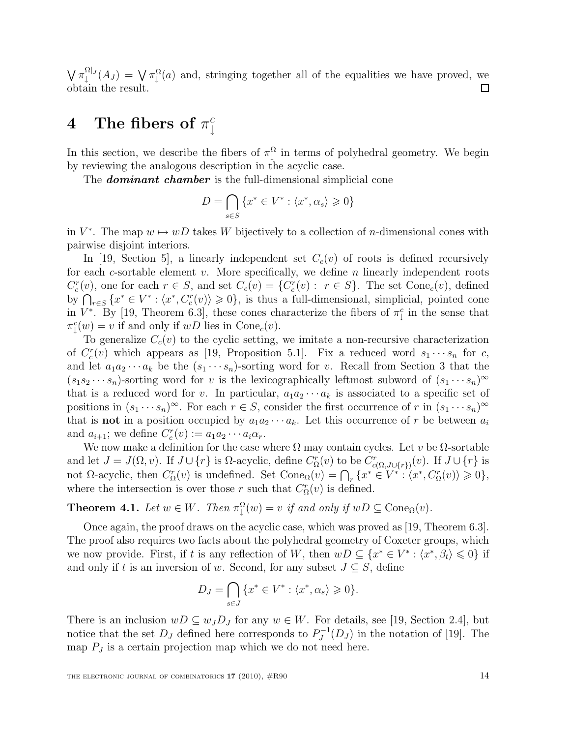$\bigvee \pi_\downarrow^{\Omega|_J}(A_J) = \bigvee \pi_\downarrow^{\Omega}(a)$ and, stringing together all of the equalities we have proved, we obtain the result. $\square$

# 4 The fibers of $\pi_\downarrow^c$

In this section, we describe the fibers of $\pi_\downarrow^\Omega$ in terms of polyhedral geometry. We begin by reviewing the analogous description in the acyclic case.

The ***dominant chamber*** is the full-dimensional simplicial cone

$$D = \bigcap_{s \in S} \{x^* \in V^* : \langle x^*, \alpha_s \rangle \geqslant 0\}$$

in $V^*$. The map $w \mapsto wD$ takes $W$ bijectively to a collection of $n$-dimensional cones with pairwise disjoint interiors.

In [19, Section 5], a linearly independent set $C_c(v)$ of roots is defined recursively for each $c$-sortable element $v$. More specifically, we define $n$ linearly independent roots $C_c^r(v)$, one for each $r \in S$, and set $C_c(v) = \{C_c^r(v) : r \in S\}$. The set $\mathrm{Cone}_c(v)$, defined by $\bigcap_{r \in S} \{x^* \in V^* : \langle x^*, C_c^r(v) \rangle \geqslant 0\}$, is thus a full-dimensional, simplicial, pointed cone in $V^*$. By [19, Theorem 6.3], these cones characterize the fibers of $\pi_\downarrow^c$ in the sense that $\pi_\downarrow^c(w) = v$ if and only if $wD$ lies in $\mathrm{Cone}_c(v)$.

To generalize $C_c(v)$ to the cyclic setting, we imitate a non-recursive characterization of $C_c^r(v)$ which appears as [19, Proposition 5.1]. Fix a reduced word $s_1 \cdots s_n$ for $c$, and let $a_1 a_2 \cdots a_k$ be the $(s_1 \cdots s_n)$-sorting word for $v$. Recall from Section 3 that the $(s_1 s_2 \cdots s_n)$-sorting word for $v$ is the lexicographically leftmost subword of $(s_1 \cdots s_n)^\infty$ that is a reduced word for $v$. In particular, $a_1 a_2 \cdots a_k$ is associated to a specific set of positions in $(s_1 \cdots s_n)^\infty$. For each $r \in S$, consider the first occurrence of $r$ in $(s_1 \cdots s_n)^\infty$ that is **not** in a position occupied by $a_1 a_2 \cdots a_k$. Let this occurrence of $r$ be between $a_i$ and $a_{i+1}$; we define $C_c^r(v) := a_1 a_2 \cdots a_i \alpha_r$.

We now make a definition for the case where $\Omega$ may contain cycles. Let $v$ be $\Omega$-sortable and let $J = J(\Omega, v)$. If $J \cup \{r\}$ is $\Omega$-acyclic, define $C_\Omega^r(v)$ to be $C^r_{c(\Omega, J \cup \{r\})}(v)$. If $J \cup \{r\}$ is not $\Omega$-acyclic, then $C_\Omega^r(v)$ is undefined. Set $\mathrm{Cone}_\Omega(v) = \bigcap_r \{x^* \in V^* : \langle x^*, C_\Omega^r(v) \rangle \geqslant 0\}$, where the intersection is over those $r$ such that $C_\Omega^r(v)$ is defined.

**Theorem 4.1.** *Let $w \in W$. Then $\pi_\downarrow^\Omega(w) = v$ if and only if $wD \subseteq \mathrm{Cone}_\Omega(v)$.*

Once again, the proof draws on the acyclic case, which was proved as [19, Theorem 6.3]. The proof also requires two facts about the polyhedral geometry of Coxeter groups, which we now provide. First, if $t$ is any reflection of $W$, then $wD \subseteq \{x^* \in V^* : \langle x^*, \beta_t \rangle \leqslant 0\}$ if and only if $t$ is an inversion of $w$. Second, for any subset $J \subseteq S$, define

$$D_J = \bigcap_{s \in J} \{x^* \in V^* : \langle x^*, \alpha_s \rangle \geqslant 0\}.$$

There is an inclusion $wD \subseteq w_J D_J$ for any $w \in W$. For details, see [19, Section 2.4], but notice that the set $D_J$ defined here corresponds to $P_J^{-1}(D_J)$ in the notation of [19]. The map $P_J$ is a certain projection map which we do not need here.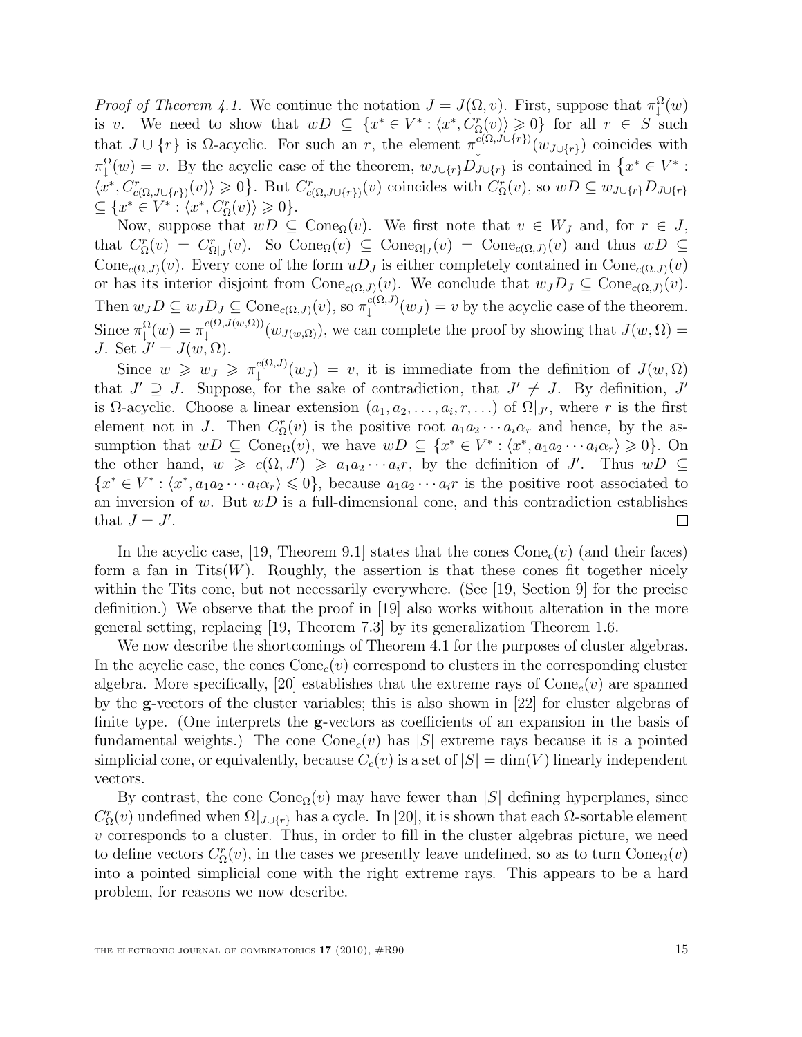*Proof of Theorem 4.1.* We continue the notation $J = J(\Omega, v)$. First, suppose that $\pi_\downarrow^\Omega(w)$ is $v$. We need to show that $wD \subseteq \{x^* \in V^* : \langle x^*, C_\Omega^r(v)\rangle \geqslant 0\}$ for all $r \in S$ such that $J \cup \{r\}$ is $\Omega$-acyclic. For such an $r$, the element $\pi_\downarrow^{c(\Omega, J\cup\{r\})}(w_{J\cup\{r\}})$ coincides with $\pi_\downarrow^\Omega(w) = v$. By the acyclic case of the theorem, $w_{J\cup\{r\}}D_{J\cup\{r\}}$ is contained in $\{x^* \in V^* : \langle x^*, C^r_{c(\Omega,J\cup\{r\})}(v)\rangle \geqslant 0\}$. But $C^r_{c(\Omega,J\cup\{r\})}(v)$ coincides with $C_\Omega^r(v)$, so $wD \subseteq w_{J\cup\{r\}}D_{J\cup\{r\}} \subseteq \{x^* \in V^* : \langle x^*, C_\Omega^r(v)\rangle \geqslant 0\}$.

Now, suppose that $wD \subseteq \text{Cone}_\Omega(v)$. We first note that $v \in W_J$ and, for $r \in J$, that $C_\Omega^r(v) = C^r_{\Omega|_J}(v)$. So $\text{Cone}_\Omega(v) \subseteq \text{Cone}_{\Omega|_J}(v) = \text{Cone}_{c(\Omega,J)}(v)$ and thus $wD \subseteq \text{Cone}_{c(\Omega,J)}(v)$. Every cone of the form $uD_J$ is either completely contained in $\text{Cone}_{c(\Omega,J)}(v)$ or has its interior disjoint from $\text{Cone}_{c(\Omega,J)}(v)$. We conclude that $w_JD_J \subseteq \text{Cone}_{c(\Omega,J)}(v)$. Then $w_JD \subseteq w_JD_J \subseteq \text{Cone}_{c(\Omega,J)}(v)$, so $\pi_\downarrow^{c(\Omega,J)}(w_J) = v$ by the acyclic case of the theorem. Since $\pi_\downarrow^\Omega(w) = \pi_\downarrow^{c(\Omega,J(w,\Omega))}(w_{J(w,\Omega)})$, we can complete the proof by showing that $J(w,\Omega) = J$. Set $J' = J(w,\Omega)$.

Since $w \geqslant w_J \geqslant \pi_\downarrow^{c(\Omega,J)}(w_J) = v$, it is immediate from the definition of $J(w,\Omega)$ that $J' \supseteq J$. Suppose, for the sake of contradiction, that $J' \neq J$. By definition, $J'$ is $\Omega$-acyclic. Choose a linear extension $(a_1, a_2, \ldots, a_i, r, \ldots)$ of $\Omega|_{J'}$, where $r$ is the first element not in $J$. Then $C_\Omega^r(v)$ is the positive root $a_1a_2\cdots a_i\alpha_r$ and hence, by the assumption that $wD \subseteq \text{Cone}_\Omega(v)$, we have $wD \subseteq \{x^* \in V^* : \langle x^*, a_1a_2\cdots a_i\alpha_r\rangle \geqslant 0\}$. On the other hand, $w \geqslant c(\Omega, J') \geqslant a_1a_2\cdots a_ir$, by the definition of $J'$. Thus $wD \subseteq \{x^* \in V^* : \langle x^*, a_1a_2\cdots a_i\alpha_r\rangle \leqslant 0\}$, because $a_1a_2\cdots a_ir$ is the positive root associated to an inversion of $w$. But $wD$ is a full-dimensional cone, and this contradiction establishes that $J = J'$. $\square$

In the acyclic case, [19, Theorem 9.1] states that the cones $\text{Cone}_c(v)$ (and their faces) form a fan in $\text{Tits}(W)$. Roughly, the assertion is that these cones fit together nicely within the Tits cone, but not necessarily everywhere. (See [19, Section 9] for the precise definition.) We observe that the proof in [19] also works without alteration in the more general setting, replacing [19, Theorem 7.3] by its generalization Theorem 1.6.

We now describe the shortcomings of Theorem 4.1 for the purposes of cluster algebras. In the acyclic case, the cones $\text{Cone}_c(v)$ correspond to clusters in the corresponding cluster algebra. More specifically, [20] establishes that the extreme rays of $\text{Cone}_c(v)$ are spanned by the **g**-vectors of the cluster variables; this is also shown in [22] for cluster algebras of finite type. (One interprets the **g**-vectors as coefficients of an expansion in the basis of fundamental weights.) The cone $\text{Cone}_c(v)$ has $|S|$ extreme rays because it is a pointed simplicial cone, or equivalently, because $C_c(v)$ is a set of $|S| = \dim(V)$ linearly independent vectors.

By contrast, the cone $\text{Cone}_\Omega(v)$ may have fewer than $|S|$ defining hyperplanes, since $C_\Omega^r(v)$ undefined when $\Omega|_{J\cup\{r\}}$ has a cycle. In [20], it is shown that each $\Omega$-sortable element $v$ corresponds to a cluster. Thus, in order to fill in the cluster algebras picture, we need to define vectors $C_\Omega^r(v)$, in the cases we presently leave undefined, so as to turn $\text{Cone}_\Omega(v)$ into a pointed simplicial cone with the right extreme rays. This appears to be a hard problem, for reasons we now describe.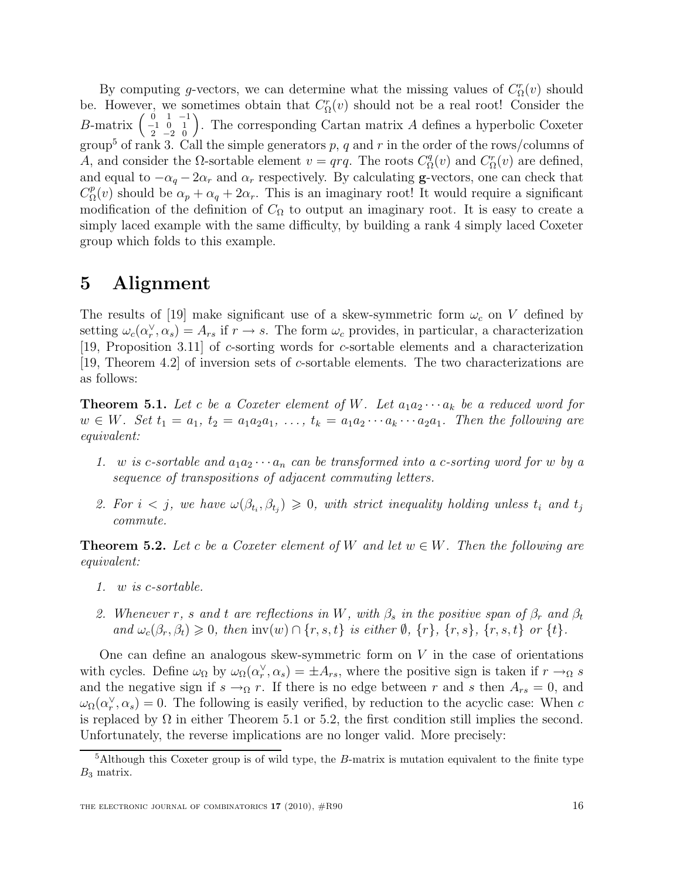By computing $g$-vectors, we can determine what the missing values of $C^r_\Omega(v)$ should be. However, we sometimes obtain that $C^r_\Omega(v)$ should not be a real root! Consider the $B$-matrix $\left(\begin{smallmatrix} 0 & 1 & -1 \\ -1 & 0 & 1 \\ 2 & -2 & 0 \end{smallmatrix}\right)$. The corresponding Cartan matrix $A$ defines a hyperbolic Coxeter group[5] of rank 3. Call the simple generators $p$, $q$ and $r$ in the order of the rows/columns of $A$, and consider the $\Omega$-sortable element $v = qrq$. The roots $C^q_\Omega(v)$ and $C^r_\Omega(v)$ are defined, and equal to $-\alpha_q - 2\alpha_r$ and $\alpha_r$ respectively. By calculating **g**-vectors, one can check that $C^p_\Omega(v)$ should be $\alpha_p + \alpha_q + 2\alpha_r$. This is an imaginary root! It would require a significant modification of the definition of $C_\Omega$ to output an imaginary root. It is easy to create a simply laced example with the same difficulty, by building a rank 4 simply laced Coxeter group which folds to this example.

# 5 Alignment

The results of [19] make significant use of a skew-symmetric form $\omega_c$ on $V$ defined by setting $\omega_c(\alpha_r^\vee, \alpha_s) = A_{rs}$ if $r \to s$. The form $\omega_c$ provides, in particular, a characterization [19, Proposition 3.11] of $c$-sorting words for $c$-sortable elements and a characterization [19, Theorem 4.2] of inversion sets of $c$-sortable elements. The two characterizations are as follows:

**Theorem 5.1.** *Let $c$ be a Coxeter element of $W$. Let $a_1 a_2 \cdots a_k$ be a reduced word for $w \in W$. Set $t_1 = a_1$, $t_2 = a_1 a_2 a_1$, $\ldots$, $t_k = a_1 a_2 \cdots a_k \cdots a_2 a_1$. Then the following are equivalent:*

1. *$w$ is $c$-sortable and $a_1 a_2 \cdots a_n$ can be transformed into a $c$-sorting word for $w$ by a sequence of transpositions of adjacent commuting letters.*
2. *For $i < j$, we have $\omega(\beta_{t_i}, \beta_{t_j}) \geqslant 0$, with strict inequality holding unless $t_i$ and $t_j$ commute.*

**Theorem 5.2.** *Let $c$ be a Coxeter element of $W$ and let $w \in W$. Then the following are equivalent:*

1. *$w$ is $c$-sortable.*
2. *Whenever $r$, $s$ and $t$ are reflections in $W$, with $\beta_s$ in the positive span of $\beta_r$ and $\beta_t$ and $\omega_c(\beta_r, \beta_t) \geqslant 0$, then $\mathrm{inv}(w) \cap \{r, s, t\}$ is either $\emptyset$, $\{r\}$, $\{r, s\}$, $\{r, s, t\}$ or $\{t\}$.*

One can define an analogous skew-symmetric form on $V$ in the case of orientations with cycles. Define $\omega_\Omega$ by $\omega_\Omega(\alpha_r^\vee, \alpha_s) = \pm A_{rs}$, where the positive sign is taken if $r \to_\Omega s$ and the negative sign if $s \to_\Omega r$. If there is no edge between $r$ and $s$ then $A_{rs} = 0$, and $\omega_\Omega(\alpha_r^\vee, \alpha_s) = 0$. The following is easily verified, by reduction to the acyclic case: When $c$ is replaced by $\Omega$ in either Theorem 5.1 or 5.2, the first condition still implies the second. Unfortunately, the reverse implications are no longer valid. More precisely:

[5] Although this Coxeter group is of wild type, the $B$-matrix is mutation equivalent to the finite type $B_3$ matrix.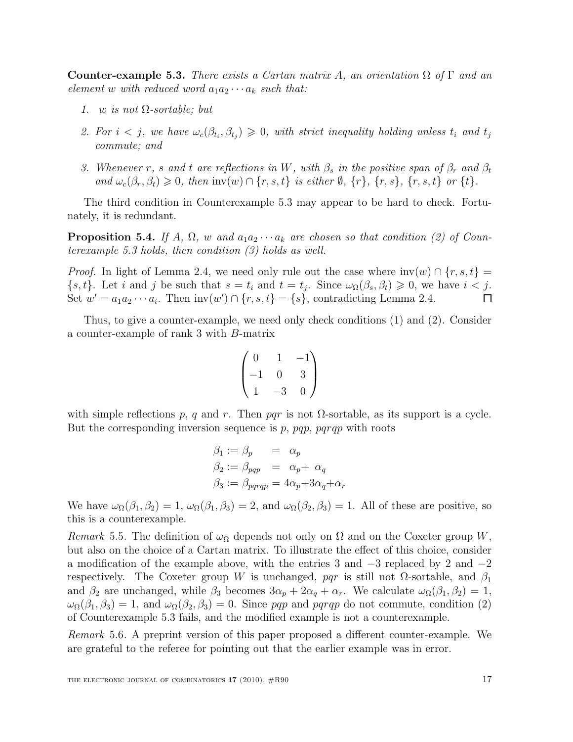**Counter-example 5.3.** *There exists a Cartan matrix $A$, an orientation $\Omega$ of $\Gamma$ and an element $w$ with reduced word $a_1 a_2 \cdots a_k$ such that:*

1. *$w$ is not $\Omega$-sortable; but*
2. *For $i < j$, we have $\omega_c(\beta_{t_i}, \beta_{t_j}) \geqslant 0$, with strict inequality holding unless $t_i$ and $t_j$ commute; and*
3. *Whenever $r$, $s$ and $t$ are reflections in $W$, with $\beta_s$ in the positive span of $\beta_r$ and $\beta_t$ and $\omega_c(\beta_r, \beta_t) \geqslant 0$, then $\mathrm{inv}(w) \cap \{r, s, t\}$ is either $\emptyset$, $\{r\}$, $\{r, s\}$, $\{r, s, t\}$ or $\{t\}$.*

The third condition in Counterexample 5.3 may appear to be hard to check. Fortunately, it is redundant.

**Proposition 5.4.** *If $A$, $\Omega$, $w$ and $a_1 a_2 \cdots a_k$ are chosen so that condition (2) of Counterexample 5.3 holds, then condition (3) holds as well.*

*Proof.* In light of Lemma 2.4, we need only rule out the case where $\mathrm{inv}(w) \cap \{r, s, t\} = \{s, t\}$. Let $i$ and $j$ be such that $s = t_i$ and $t = t_j$. Since $\omega_\Omega(\beta_s, \beta_t) \geqslant 0$, we have $i < j$. Set $w' = a_1 a_2 \cdots a_i$. Then $\mathrm{inv}(w') \cap \{r, s, t\} = \{s\}$, contradicting Lemma 2.4. ☐

Thus, to give a counter-example, we need only check conditions (1) and (2). Consider a counter-example of rank 3 with $B$-matrix

$$\begin{pmatrix} 0 & 1 & -1 \\ -1 & 0 & 3 \\ 1 & -3 & 0 \end{pmatrix}$$

with simple reflections $p$, $q$ and $r$. Then $pqr$ is not $\Omega$-sortable, as its support is a cycle. But the corresponding inversion sequence is $p$, $pqp$, $pqrqp$ with roots

$$\begin{aligned} \beta_1 := \beta_p &= \alpha_p \\ \beta_2 := \beta_{pqp} &= \alpha_p + \alpha_q \\ \beta_3 := \beta_{pqrqp} &= 4\alpha_p + 3\alpha_q + \alpha_r \end{aligned}$$

We have $\omega_\Omega(\beta_1, \beta_2) = 1$, $\omega_\Omega(\beta_1, \beta_3) = 2$, and $\omega_\Omega(\beta_2, \beta_3) = 1$. All of these are positive, so this is a counterexample.

*Remark* 5.5. The definition of $\omega_\Omega$ depends not only on $\Omega$ and on the Coxeter group $W$, but also on the choice of a Cartan matrix. To illustrate the effect of this choice, consider a modification of the example above, with the entries 3 and $-3$ replaced by 2 and $-2$ respectively. The Coxeter group $W$ is unchanged, $pqr$ is still not $\Omega$-sortable, and $\beta_1$ and $\beta_2$ are unchanged, while $\beta_3$ becomes $3\alpha_p + 2\alpha_q + \alpha_r$. We calculate $\omega_\Omega(\beta_1, \beta_2) = 1$, $\omega_\Omega(\beta_1, \beta_3) = 1$, and $\omega_\Omega(\beta_2, \beta_3) = 0$. Since $pqp$ and $pqrqp$ do not commute, condition (2) of Counterexample 5.3 fails, and the modified example is not a counterexample.

*Remark* 5.6. A preprint version of this paper proposed a different counter-example. We are grateful to the referee for pointing out that the earlier example was in error.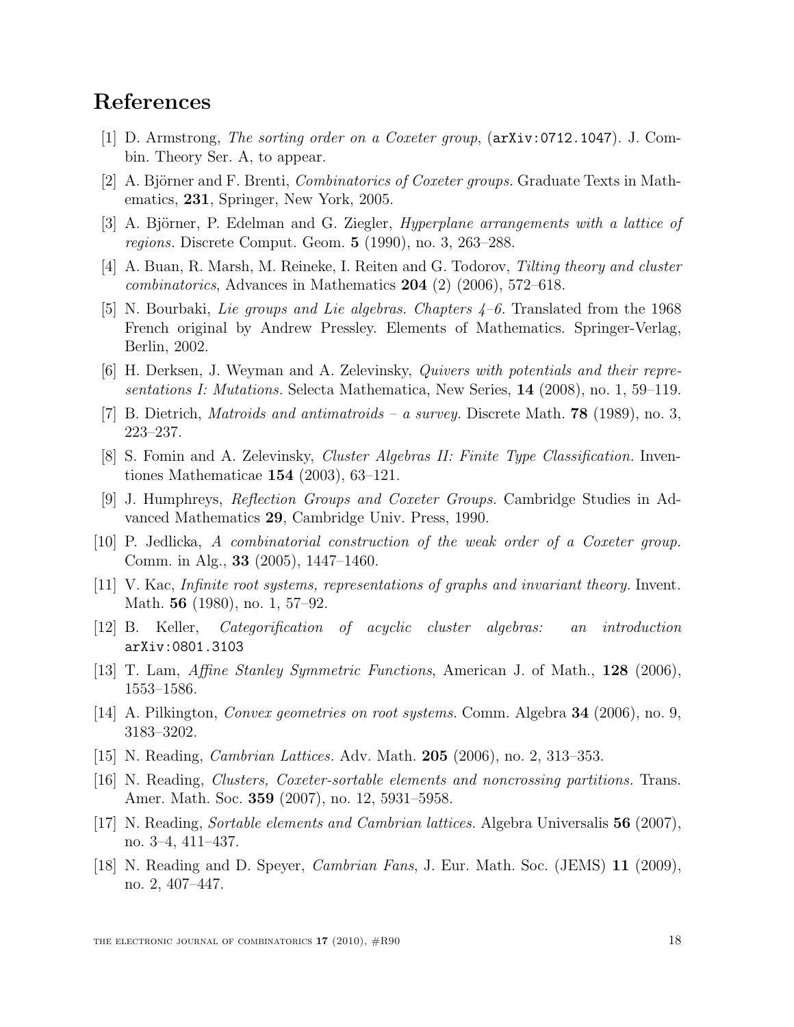## References

[1] D. Armstrong, *The sorting order on a Coxeter group*, (arXiv:0712.1047). J. Combin. Theory Ser. A, to appear.

[2] A. Björner and F. Brenti, *Combinatorics of Coxeter groups.* Graduate Texts in Mathematics, **231**, Springer, New York, 2005.

[3] A. Björner, P. Edelman and G. Ziegler, *Hyperplane arrangements with a lattice of regions.* Discrete Comput. Geom. **5** (1990), no. 3, 263–288.

[4] A. Buan, R. Marsh, M. Reineke, I. Reiten and G. Todorov, *Tilting theory and cluster combinatorics*, Advances in Mathematics **204** (2) (2006), 572–618.

[5] N. Bourbaki, *Lie groups and Lie algebras. Chapters 4–6.* Translated from the 1968 French original by Andrew Pressley. Elements of Mathematics. Springer-Verlag, Berlin, 2002.

[6] H. Derksen, J. Weyman and A. Zelevinsky, *Quivers with potentials and their representations I: Mutations.* Selecta Mathematica, New Series, **14** (2008), no. 1, 59–119.

[7] B. Dietrich, *Matroids and antimatroids – a survey.* Discrete Math. **78** (1989), no. 3, 223–237.

[8] S. Fomin and A. Zelevinsky, *Cluster Algebras II: Finite Type Classification.* Inventiones Mathematicae **154** (2003), 63–121.

[9] J. Humphreys, *Reflection Groups and Coxeter Groups.* Cambridge Studies in Advanced Mathematics **29**, Cambridge Univ. Press, 1990.

[10] P. Jedlicka, *A combinatorial construction of the weak order of a Coxeter group.* Comm. in Alg., **33** (2005), 1447–1460.

[11] V. Kac, *Infinite root systems, representations of graphs and invariant theory.* Invent. Math. **56** (1980), no. 1, 57–92.

[12] B. Keller, *Categorification of acyclic cluster algebras: an introduction* arXiv:0801.3103

[13] T. Lam, *Affine Stanley Symmetric Functions*, American J. of Math., **128** (2006), 1553–1586.

[14] A. Pilkington, *Convex geometries on root systems.* Comm. Algebra **34** (2006), no. 9, 3183–3202.

[15] N. Reading, *Cambrian Lattices.* Adv. Math. **205** (2006), no. 2, 313–353.

[16] N. Reading, *Clusters, Coxeter-sortable elements and noncrossing partitions.* Trans. Amer. Math. Soc. **359** (2007), no. 12, 5931–5958.

[17] N. Reading, *Sortable elements and Cambrian lattices.* Algebra Universalis **56** (2007), no. 3–4, 411–437.

[18] N. Reading and D. Speyer, *Cambrian Fans*, J. Eur. Math. Soc. (JEMS) **11** (2009), no. 2, 407–447.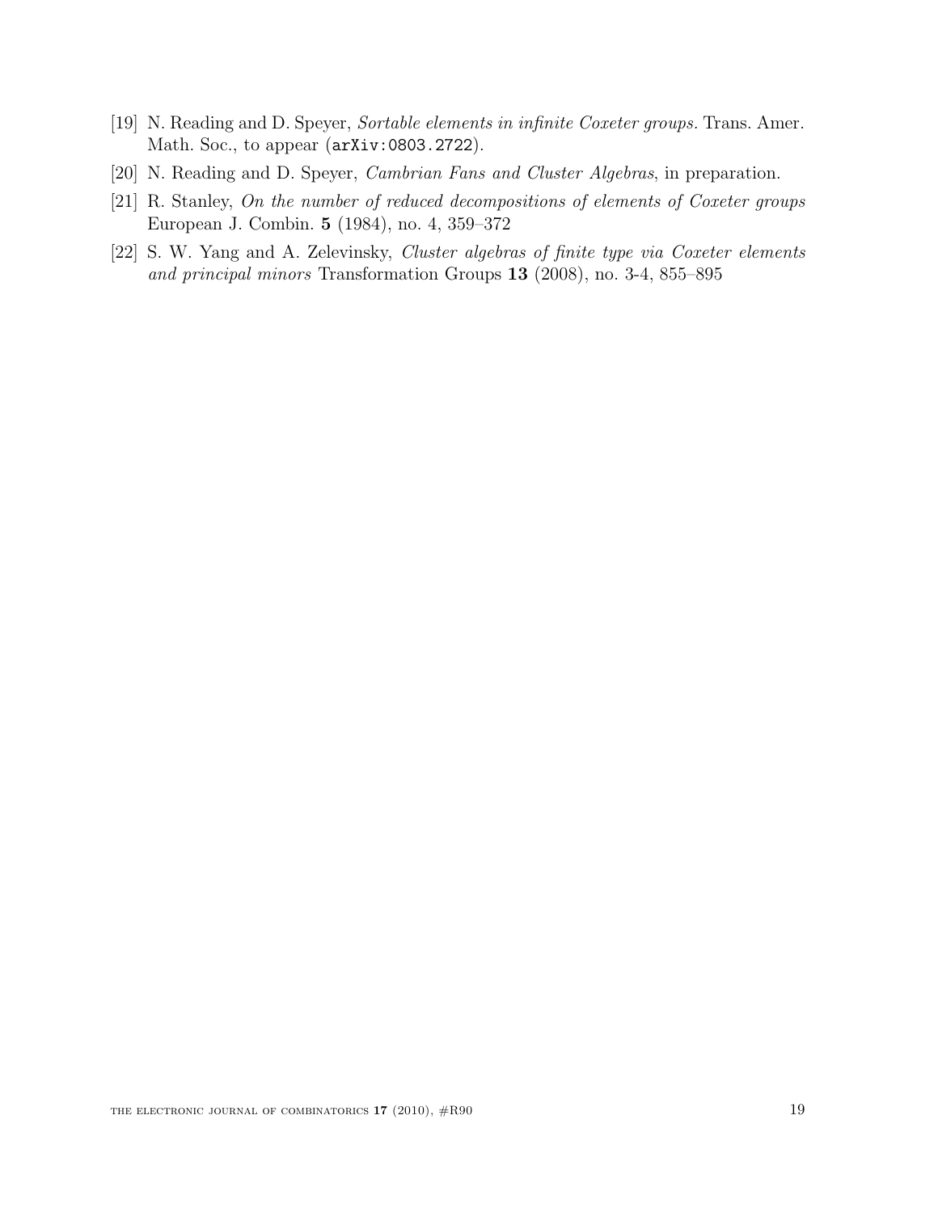[19] N. Reading and D. Speyer, *Sortable elements in infinite Coxeter groups.* Trans. Amer. Math. Soc., to appear (`arXiv:0803.2722`).

[20] N. Reading and D. Speyer, *Cambrian Fans and Cluster Algebras*, in preparation.

[21] R. Stanley, *On the number of reduced decompositions of elements of Coxeter groups* European J. Combin. **5** (1984), no. 4, 359–372

[22] S. W. Yang and A. Zelevinsky, *Cluster algebras of finite type via Coxeter elements and principal minors* Transformation Groups **13** (2008), no. 3-4, 855–895